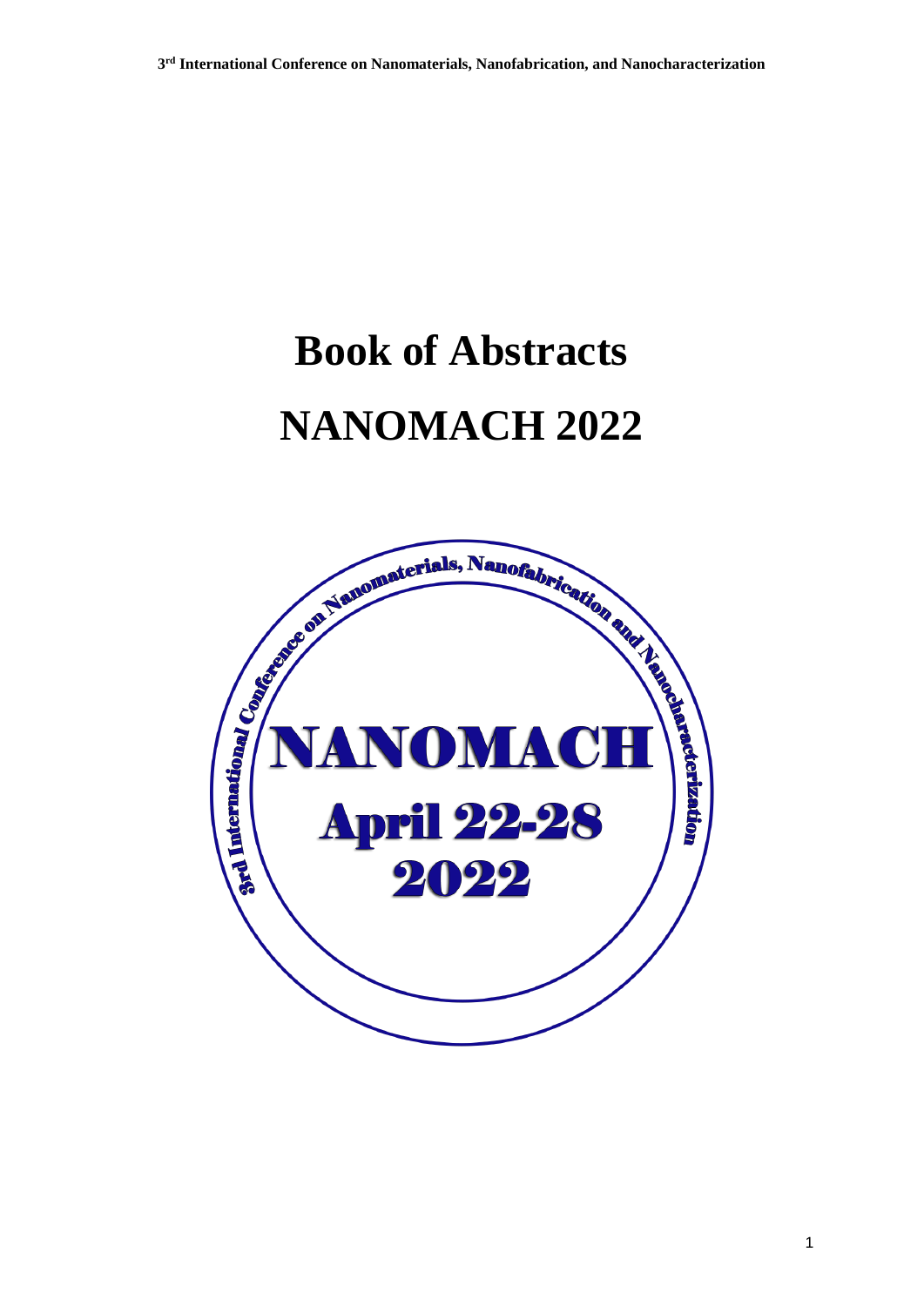# Book of Abstracts

# NANOMACH 2022

3rd International Conference on Nanomaterials, Nanofabrication and Nanocharacterization

NANOMACH

April 22-28

2022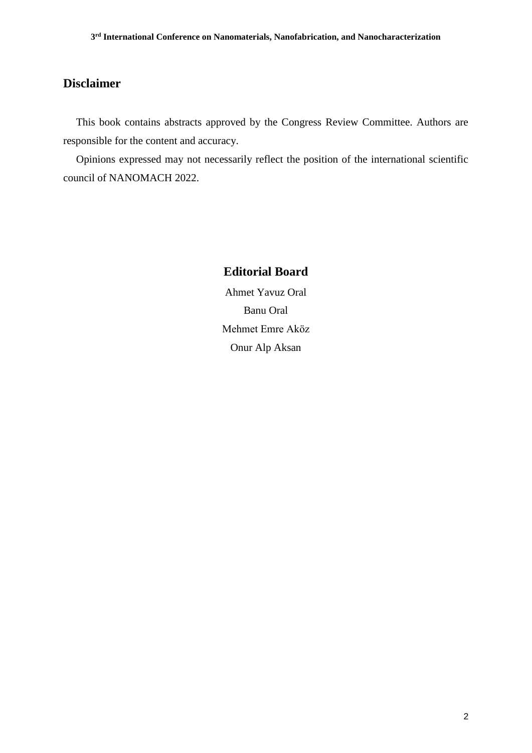## Disclaimer

This book contains abstracts approved by the Congress Review Committee. Authors are responsible for the content and accuracy.

Opinions expressed may not necessarily reflect the position of the international scientific council of NANOMACH 2022.

## Editorial Board

Ahmet Yavuz Oral

Banu Oral

Mehmet Emre Aköz

Onur Alp Aksan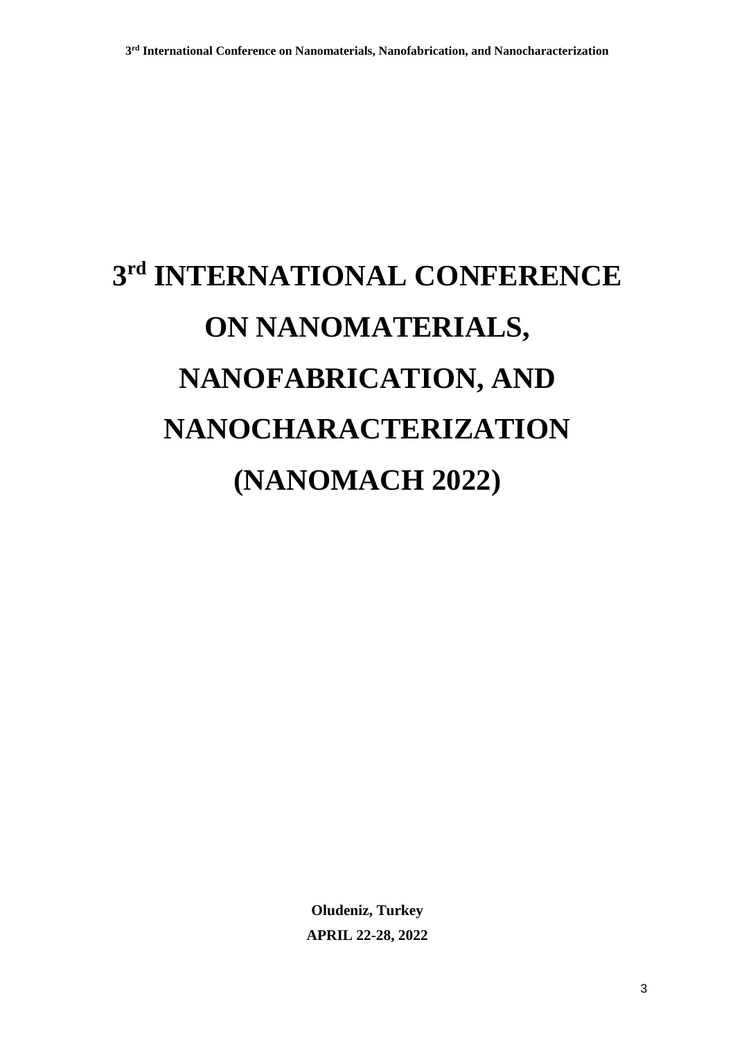# 3rd INTERNATIONAL CONFERENCE ON NANOMATERIALS, NANOFABRICATION, AND NANOCHARACTERIZATION (NANOMACH 2022)

**Oludeniz, Turkey**

**APRIL 22-28, 2022**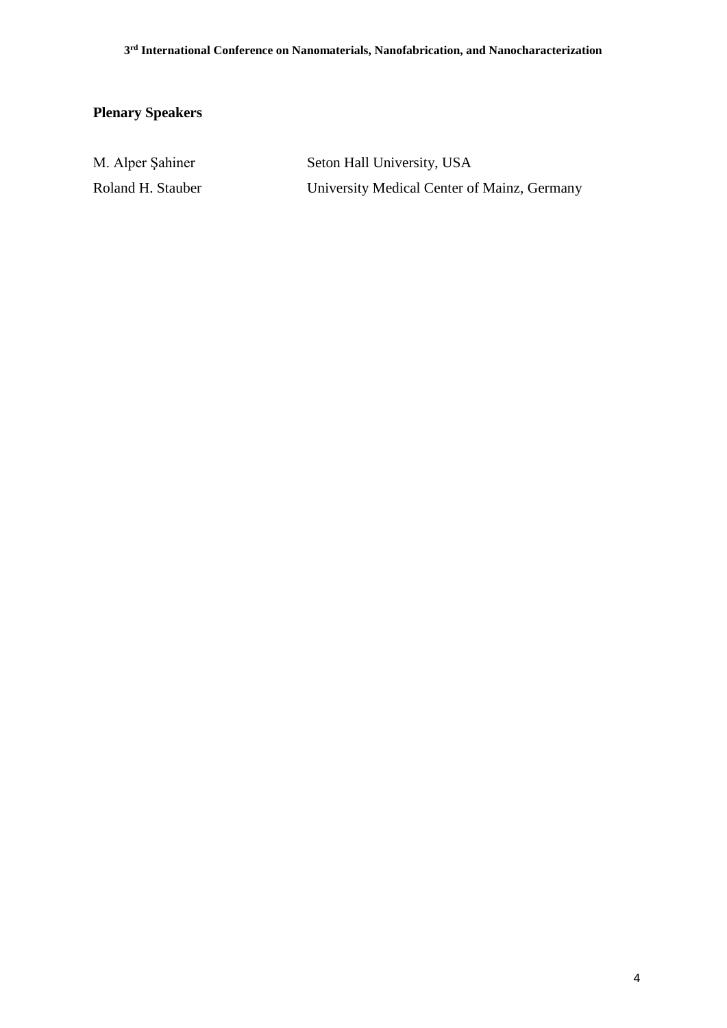## Plenary Speakers

| | |
|---|---|
| M. Alper Şahiner | Seton Hall University, USA |
| Roland H. Stauber | University Medical Center of Mainz, Germany |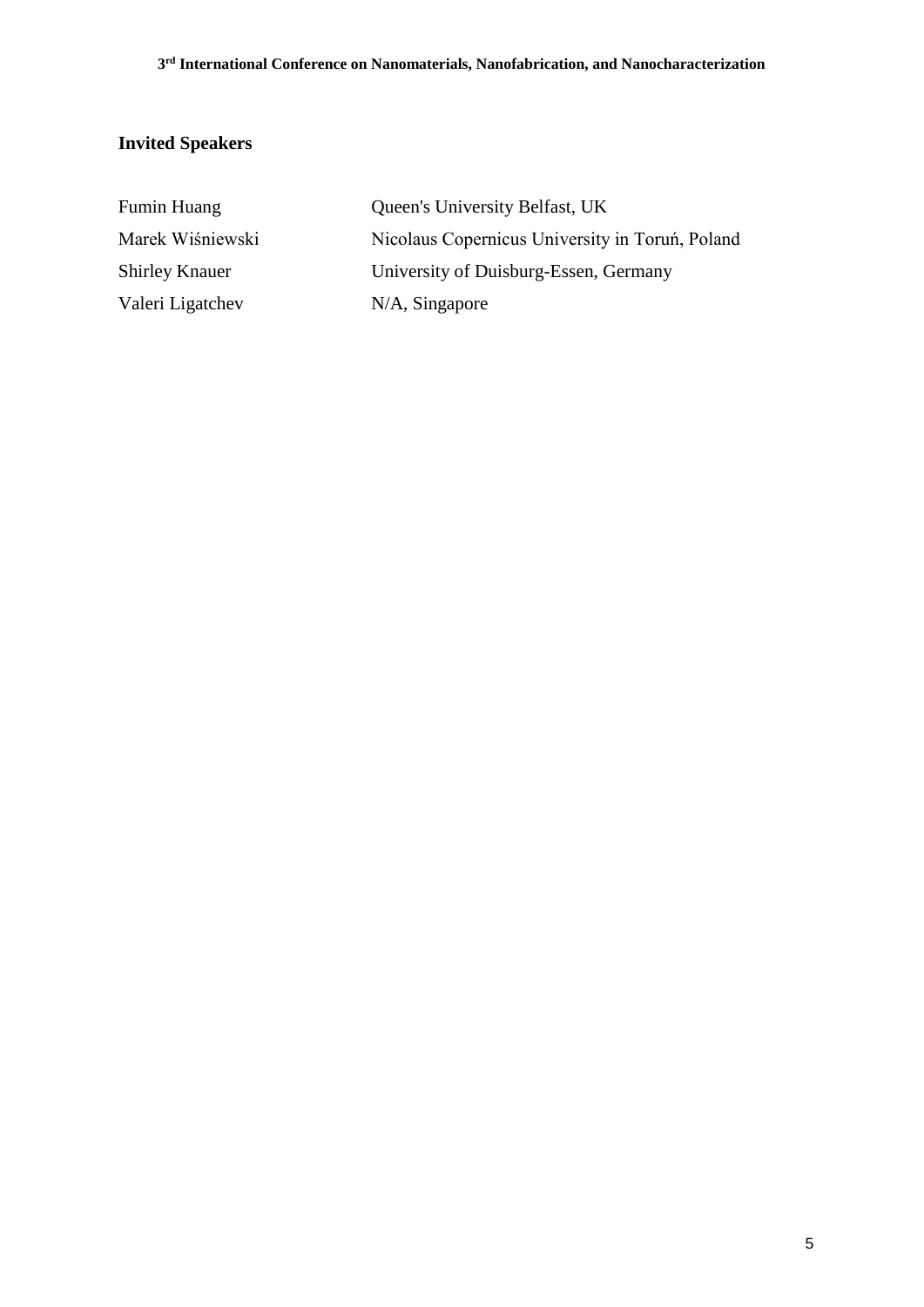## Invited Speakers

| | |
|---|---|
| Fumin Huang | Queen's University Belfast, UK |
| Marek Wiśniewski | Nicolaus Copernicus University in Toruń, Poland |
| Shirley Knauer | University of Duisburg-Essen, Germany |
| Valeri Ligatchev | N/A, Singapore |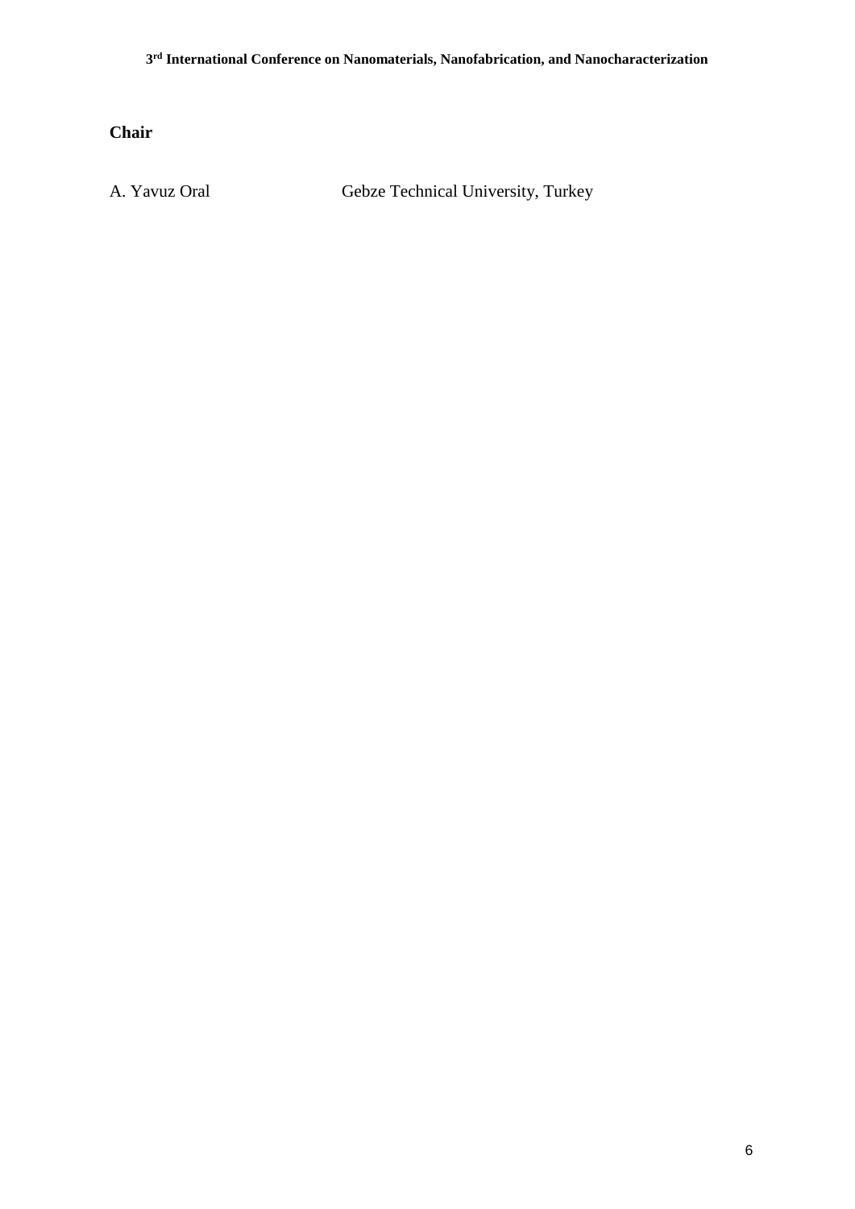**Chair**

| | |
|---|---|
| A. Yavuz Oral | Gebze Technical University, Turkey |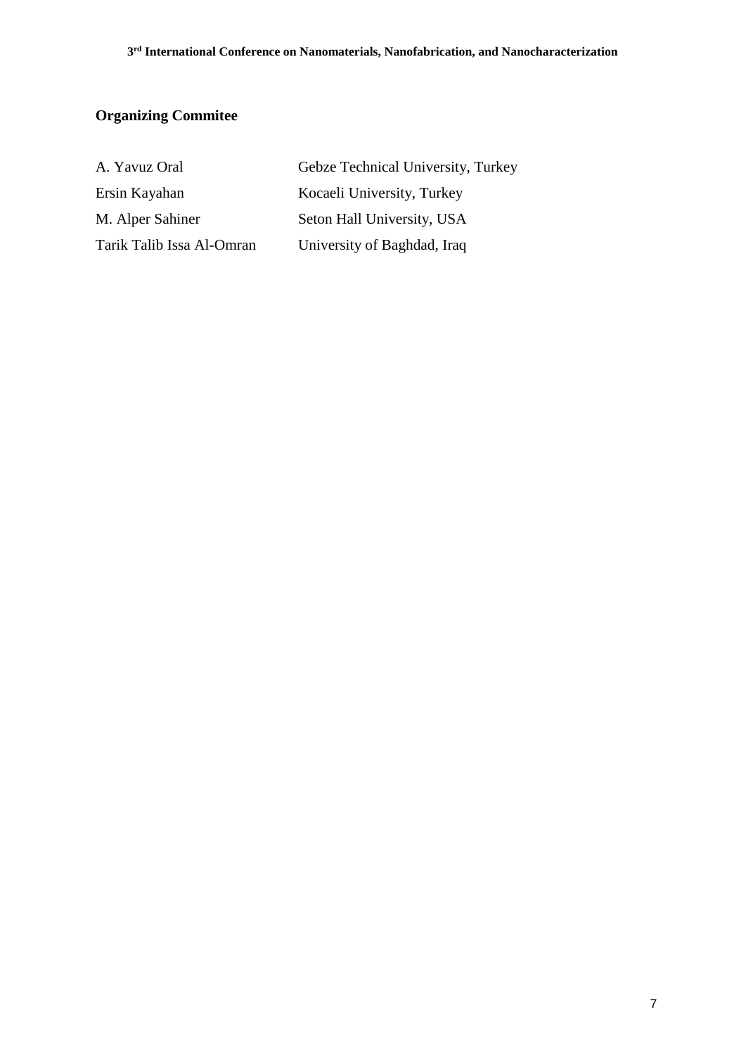## Organizing Commitee

| | |
|---|---|
| A. Yavuz Oral | Gebze Technical University, Turkey |
| Ersin Kayahan | Kocaeli University, Turkey |
| M. Alper Sahiner | Seton Hall University, USA |
| Tarik Talib Issa Al-Omran | University of Baghdad, Iraq |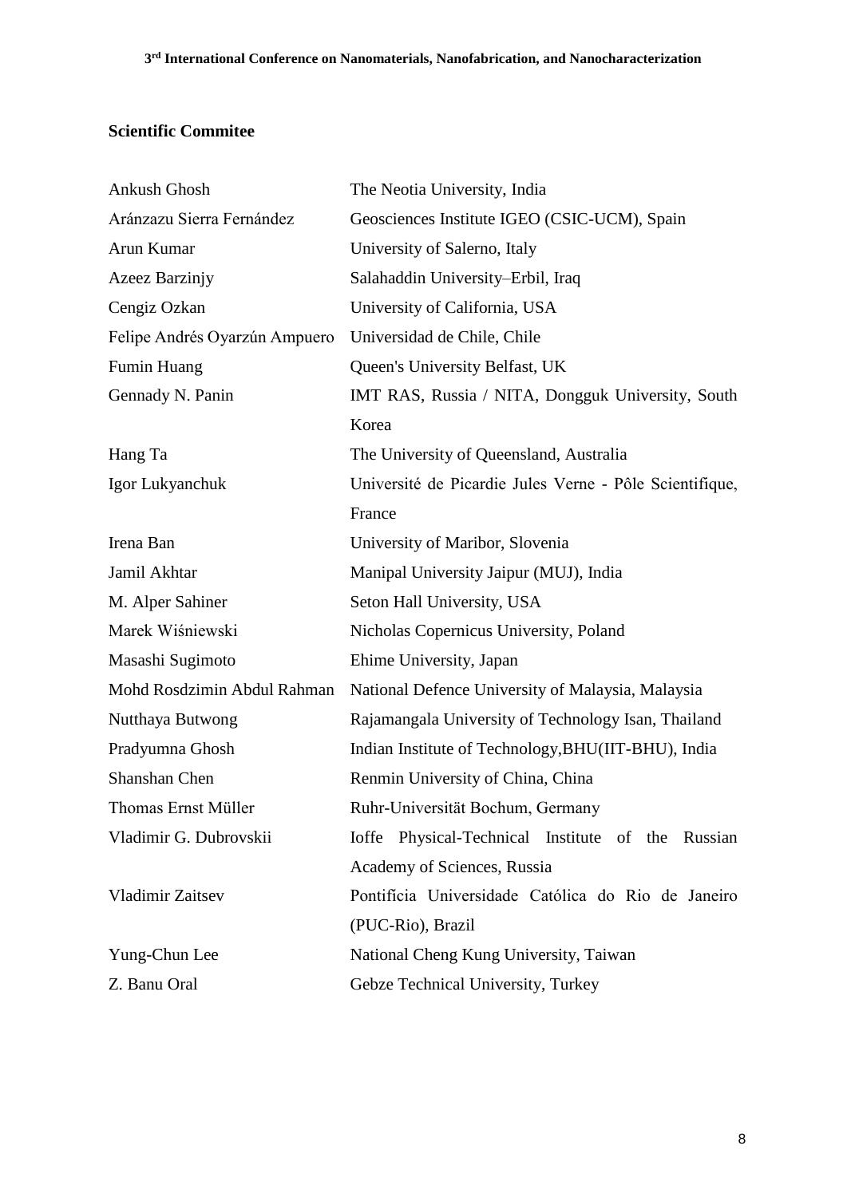## Scientific Commitee

| | |
|---|---|
| Ankush Ghosh | The Neotia University, India |
| Aránzazu Sierra Fernández | Geosciences Institute IGEO (CSIC-UCM), Spain |
| Arun Kumar | University of Salerno, Italy |
| Azeez Barzinjy | Salahaddin University–Erbil, Iraq |
| Cengiz Ozkan | University of California, USA |
| Felipe Andrés Oyarzún Ampuero | Universidad de Chile, Chile |
| Fumin Huang | Queen's University Belfast, UK |
| Gennady N. Panin | IMT RAS, Russia / NITA, Dongguk University, South Korea |
| Hang Ta | The University of Queensland, Australia |
| Igor Lukyanchuk | Université de Picardie Jules Verne - Pôle Scientifique, France |
| Irena Ban | University of Maribor, Slovenia |
| Jamil Akhtar | Manipal University Jaipur (MUJ), India |
| M. Alper Sahiner | Seton Hall University, USA |
| Marek Wiśniewski | Nicholas Copernicus University, Poland |
| Masashi Sugimoto | Ehime University, Japan |
| Mohd Rosdzimin Abdul Rahman | National Defence University of Malaysia, Malaysia |
| Nutthaya Butwong | Rajamangala University of Technology Isan, Thailand |
| Pradyumna Ghosh | Indian Institute of Technology,BHU(IIT-BHU), India |
| Shanshan Chen | Renmin University of China, China |
| Thomas Ernst Müller | Ruhr-Universität Bochum, Germany |
| Vladimir G. Dubrovskii | Ioffe Physical-Technical Institute of the Russian Academy of Sciences, Russia |
| Vladimir Zaitsev | Pontifícia Universidade Católica do Rio de Janeiro (PUC-Rio), Brazil |
| Yung-Chun Lee | National Cheng Kung University, Taiwan |
| Z. Banu Oral | Gebze Technical University, Turkey |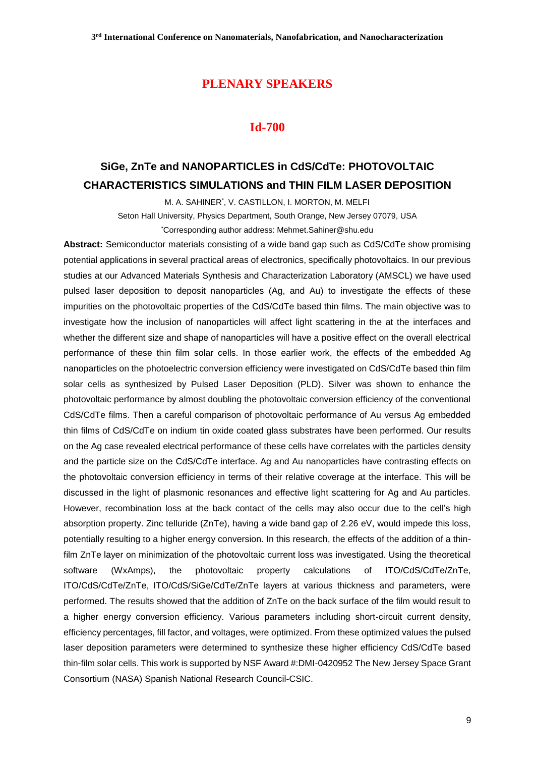## PLENARY SPEAKERS

### Id-700

### SiGe, ZnTe and NANOPARTICLES in CdS/CdTe: PHOTOVOLTAIC CHARACTERISTICS SIMULATIONS and THIN FILM LASER DEPOSITION

M. A. SAHINER[*], V. CASTILLON, I. MORTON, M. MELFI

Seton Hall University, Physics Department, South Orange, New Jersey 07079, USA

[*]Corresponding author address: Mehmet.Sahiner@shu.edu

**Abstract:** Semiconductor materials consisting of a wide band gap such as CdS/CdTe show promising potential applications in several practical areas of electronics, specifically photovoltaics. In our previous studies at our Advanced Materials Synthesis and Characterization Laboratory (AMSCL) we have used pulsed laser deposition to deposit nanoparticles (Ag, and Au) to investigate the effects of these impurities on the photovoltaic properties of the CdS/CdTe based thin films. The main objective was to investigate how the inclusion of nanoparticles will affect light scattering in the at the interfaces and whether the different size and shape of nanoparticles will have a positive effect on the overall electrical performance of these thin film solar cells. In those earlier work, the effects of the embedded Ag nanoparticles on the photoelectric conversion efficiency were investigated on CdS/CdTe based thin film solar cells as synthesized by Pulsed Laser Deposition (PLD). Silver was shown to enhance the photovoltaic performance by almost doubling the photovoltaic conversion efficiency of the conventional CdS/CdTe films. Then a careful comparison of photovoltaic performance of Au versus Ag embedded thin films of CdS/CdTe on indium tin oxide coated glass substrates have been performed. Our results on the Ag case revealed electrical performance of these cells have correlates with the particles density and the particle size on the CdS/CdTe interface. Ag and Au nanoparticles have contrasting effects on the photovoltaic conversion efficiency in terms of their relative coverage at the interface. This will be discussed in the light of plasmonic resonances and effective light scattering for Ag and Au particles. However, recombination loss at the back contact of the cells may also occur due to the cell's high absorption property. Zinc telluride (ZnTe), having a wide band gap of 2.26 eV, would impede this loss, potentially resulting to a higher energy conversion. In this research, the effects of the addition of a thin-film ZnTe layer on minimization of the photovoltaic current loss was investigated. Using the theoretical software (WxAmps), the photovoltaic property calculations of ITO/CdS/CdTe/ZnTe, ITO/CdS/CdTe/ZnTe, ITO/CdS/SiGe/CdTe/ZnTe layers at various thickness and parameters, were performed. The results showed that the addition of ZnTe on the back surface of the film would result to a higher energy conversion efficiency. Various parameters including short-circuit current density, efficiency percentages, fill factor, and voltages, were optimized. From these optimized values the pulsed laser deposition parameters were determined to synthesize these higher efficiency CdS/CdTe based thin-film solar cells. This work is supported by NSF Award #:DMI-0420952 The New Jersey Space Grant Consortium (NASA) Spanish National Research Council-CSIC.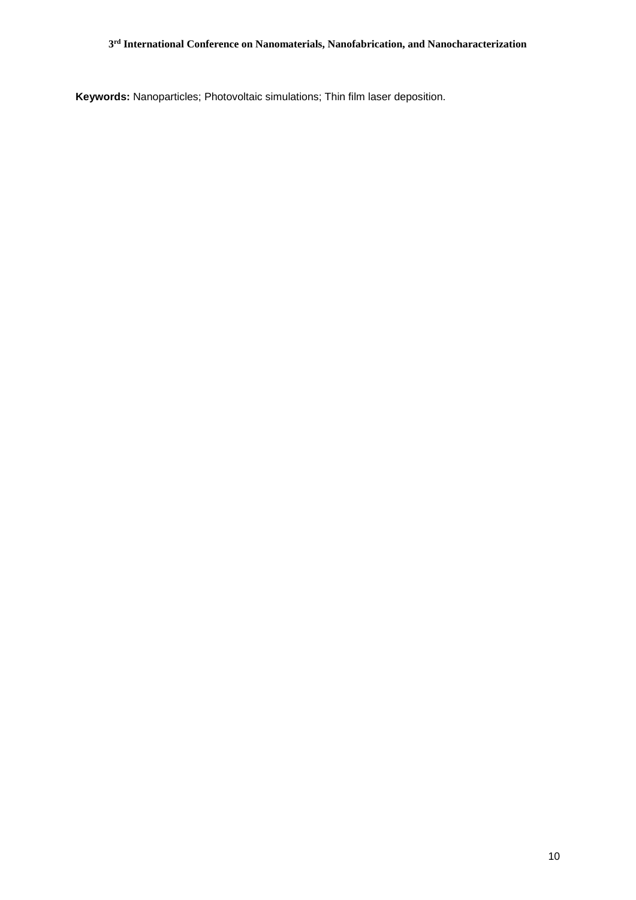**Keywords:** Nanoparticles; Photovoltaic simulations; Thin film laser deposition.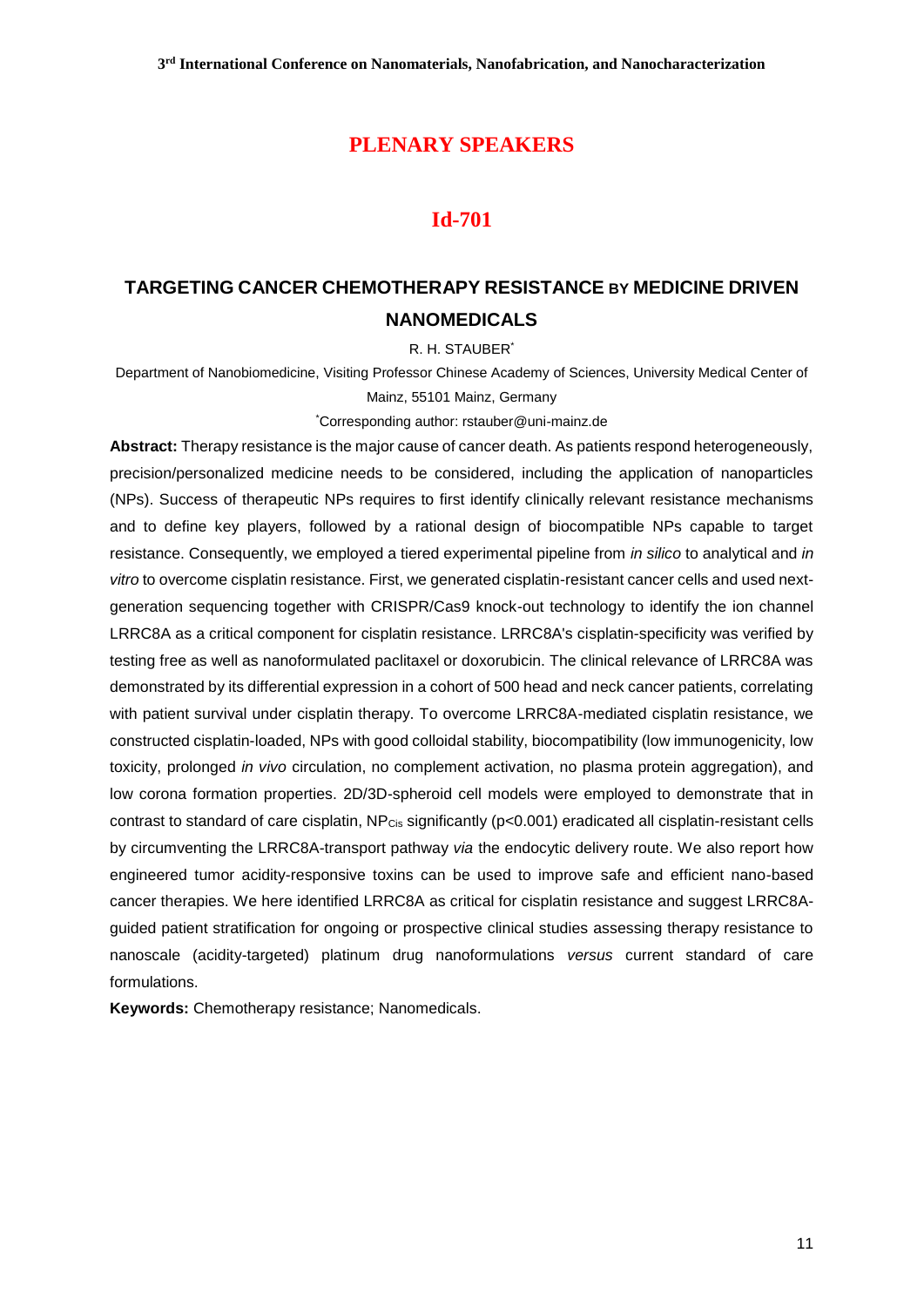## PLENARY SPEAKERS

## Id-701

### TARGETING CANCER CHEMOTHERAPY RESISTANCE BY MEDICINE DRIVEN NANOMEDICALS

R. H. STAUBER*

Department of Nanobiomedicine, Visiting Professor Chinese Academy of Sciences, University Medical Center of Mainz, 55101 Mainz, Germany

*Corresponding author: rstauber@uni-mainz.de

**Abstract:** Therapy resistance is the major cause of cancer death. As patients respond heterogeneously, precision/personalized medicine needs to be considered, including the application of nanoparticles (NPs). Success of therapeutic NPs requires to first identify clinically relevant resistance mechanisms and to define key players, followed by a rational design of biocompatible NPs capable to target resistance. Consequently, we employed a tiered experimental pipeline from *in silico* to analytical and *in vitro* to overcome cisplatin resistance. First, we generated cisplatin-resistant cancer cells and used next-generation sequencing together with CRISPR/Cas9 knock-out technology to identify the ion channel LRRC8A as a critical component for cisplatin resistance. LRRC8A's cisplatin-specificity was verified by testing free as well as nanoformulated paclitaxel or doxorubicin. The clinical relevance of LRRC8A was demonstrated by its differential expression in a cohort of 500 head and neck cancer patients, correlating with patient survival under cisplatin therapy. To overcome LRRC8A-mediated cisplatin resistance, we constructed cisplatin-loaded, NPs with good colloidal stability, biocompatibility (low immunogenicity, low toxicity, prolonged *in vivo* circulation, no complement activation, no plasma protein aggregation), and low corona formation properties. 2D/3D-spheroid cell models were employed to demonstrate that in contrast to standard of care cisplatin, $NP_{Cis}$ significantly ($p<0.001$) eradicated all cisplatin-resistant cells by circumventing the LRRC8A-transport pathway *via* the endocytic delivery route. We also report how engineered tumor acidity-responsive toxins can be used to improve safe and efficient nano-based cancer therapies. We here identified LRRC8A as critical for cisplatin resistance and suggest LRRC8A-guided patient stratification for ongoing or prospective clinical studies assessing therapy resistance to nanoscale (acidity-targeted) platinum drug nanoformulations *versus* current standard of care formulations.

**Keywords:** Chemotherapy resistance; Nanomedicals.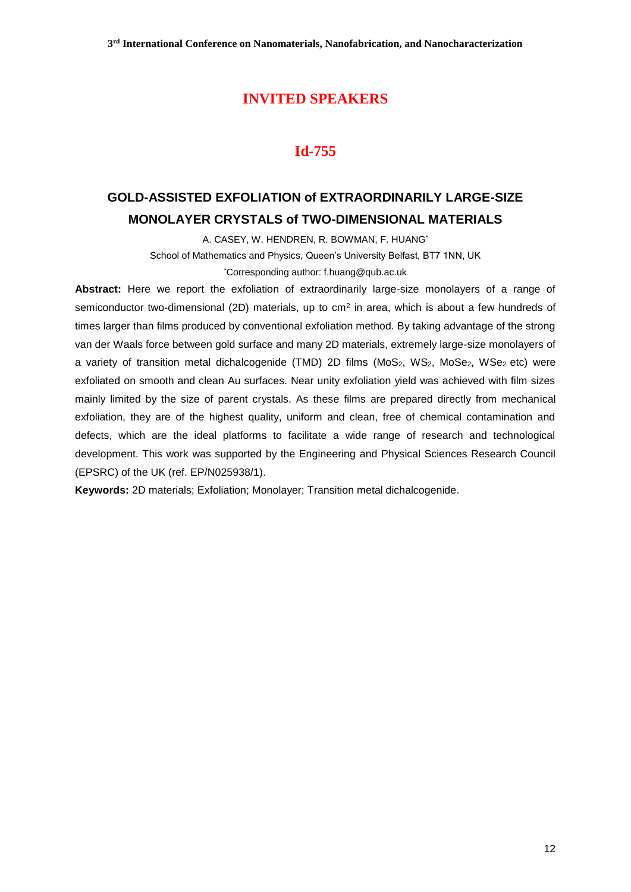## INVITED SPEAKERS

### Id-755

# GOLD-ASSISTED EXFOLIATION of EXTRAORDINARILY LARGE-SIZE MONOLAYER CRYSTALS of TWO-DIMENSIONAL MATERIALS

A. CASEY, W. HENDREN, R. BOWMAN, F. HUANG*

School of Mathematics and Physics, Queen's University Belfast, BT7 1NN, UK

*Corresponding author: f.huang@qub.ac.uk

**Abstract:** Here we report the exfoliation of extraordinarily large-size monolayers of a range of semiconductor two-dimensional (2D) materials, up to $cm^2$ in area, which is about a few hundreds of times larger than films produced by conventional exfoliation method. By taking advantage of the strong van der Waals force between gold surface and many 2D materials, extremely large-size monolayers of a variety of transition metal dichalcogenide (TMD) 2D films ($MoS_2$, $WS_2$, $MoSe_2$, $WSe_2$ etc) were exfoliated on smooth and clean Au surfaces. Near unity exfoliation yield was achieved with film sizes mainly limited by the size of parent crystals. As these films are prepared directly from mechanical exfoliation, they are of the highest quality, uniform and clean, free of chemical contamination and defects, which are the ideal platforms to facilitate a wide range of research and technological development. This work was supported by the Engineering and Physical Sciences Research Council (EPSRC) of the UK (ref. EP/N025938/1).

**Keywords:** 2D materials; Exfoliation; Monolayer; Transition metal dichalcogenide.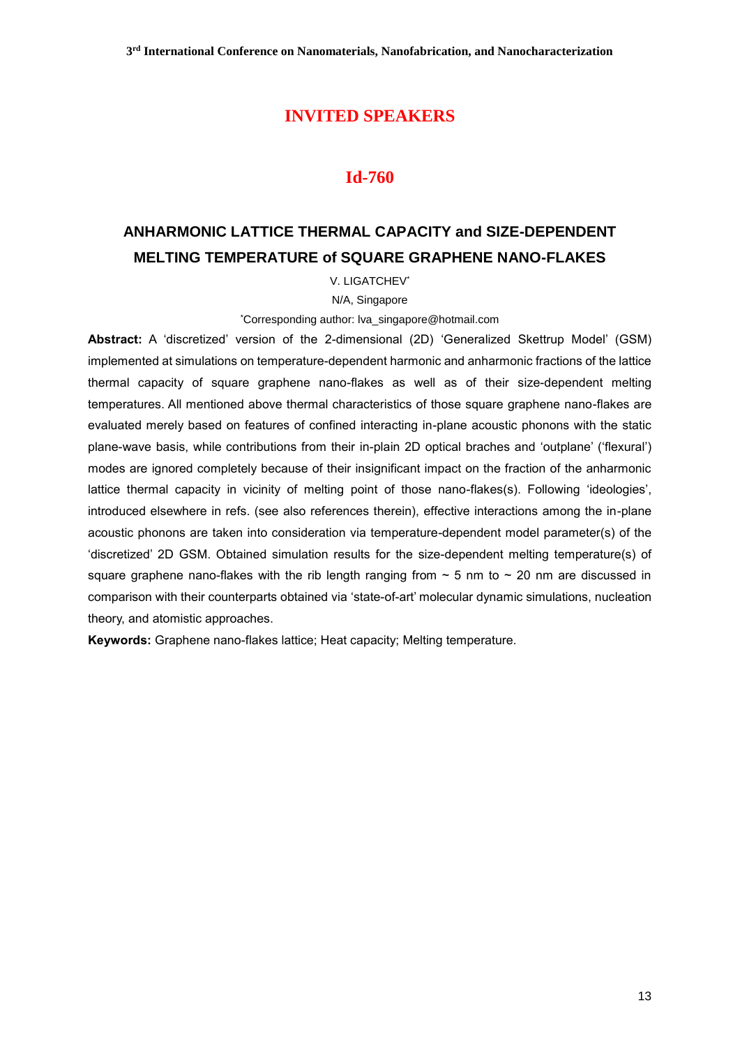## INVITED SPEAKERS

### Id-760

## ANHARMONIC LATTICE THERMAL CAPACITY and SIZE-DEPENDENT MELTING TEMPERATURE of SQUARE GRAPHENE NANO-FLAKES

V. LIGATCHEV*

N/A, Singapore

*Corresponding author: lva_singapore@hotmail.com

**Abstract:** A 'discretized' version of the 2-dimensional (2D) 'Generalized Skettrup Model' (GSM) implemented at simulations on temperature-dependent harmonic and anharmonic fractions of the lattice thermal capacity of square graphene nano-flakes as well as of their size-dependent melting temperatures. All mentioned above thermal characteristics of those square graphene nano-flakes are evaluated merely based on features of confined interacting in-plane acoustic phonons with the static plane-wave basis, while contributions from their in-plain 2D optical braches and 'outplane' ('flexural') modes are ignored completely because of their insignificant impact on the fraction of the anharmonic lattice thermal capacity in vicinity of melting point of those nano-flakes(s). Following 'ideologies', introduced elsewhere in refs. (see also references therein), effective interactions among the in-plane acoustic phonons are taken into consideration via temperature-dependent model parameter(s) of the 'discretized' 2D GSM. Obtained simulation results for the size-dependent melting temperature(s) of square graphene nano-flakes with the rib length ranging from ~ 5 nm to ~ 20 nm are discussed in comparison with their counterparts obtained via 'state-of-art' molecular dynamic simulations, nucleation theory, and atomistic approaches.

**Keywords:** Graphene nano-flakes lattice; Heat capacity; Melting temperature.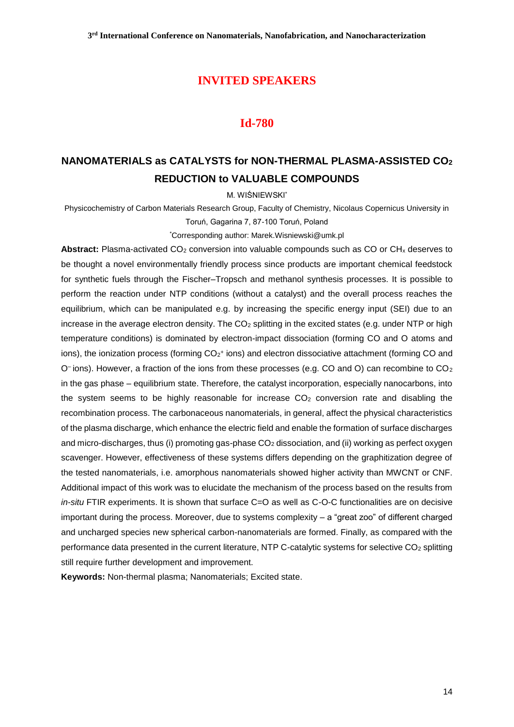## INVITED SPEAKERS

### Id-780

# NANOMATERIALS as CATALYSTS for NON-THERMAL PLASMA-ASSISTED $CO_2$ REDUCTION to VALUABLE COMPOUNDS

M. WIŚNIEWSKI*

Physicochemistry of Carbon Materials Research Group, Faculty of Chemistry, Nicolaus Copernicus University in Toruń, Gagarina 7, 87-100 Toruń, Poland

*Corresponding author: Marek.Wisniewski@umk.pl

**Abstract:** Plasma-activated $CO_2$ conversion into valuable compounds such as CO or $CH_x$ deserves to be thought a novel environmentally friendly process since products are important chemical feedstock for synthetic fuels through the Fischer–Tropsch and methanol synthesis processes. It is possible to perform the reaction under NTP conditions (without a catalyst) and the overall process reaches the equilibrium, which can be manipulated e.g. by increasing the specific energy input (SEI) due to an increase in the average electron density. The $CO_2$ splitting in the excited states (e.g. under NTP or high temperature conditions) is dominated by electron-impact dissociation (forming CO and O atoms and ions), the ionization process (forming $CO_2^+$ ions) and electron dissociative attachment (forming CO and $O^-$ ions). However, a fraction of the ions from these processes (e.g. CO and O) can recombine to $CO_2$ in the gas phase – equilibrium state. Therefore, the catalyst incorporation, especially nanocarbons, into the system seems to be highly reasonable for increase $CO_2$ conversion rate and disabling the recombination process. The carbonaceous nanomaterials, in general, affect the physical characteristics of the plasma discharge, which enhance the electric field and enable the formation of surface discharges and micro-discharges, thus (i) promoting gas-phase $CO_2$ dissociation, and (ii) working as perfect oxygen scavenger. However, effectiveness of these systems differs depending on the graphitization degree of the tested nanomaterials, i.e. amorphous nanomaterials showed higher activity than MWCNT or CNF. Additional impact of this work was to elucidate the mechanism of the process based on the results from *in-situ* FTIR experiments. It is shown that surface C=O as well as C-O-C functionalities are on decisive important during the process. Moreover, due to systems complexity – a "great zoo" of different charged and uncharged species new spherical carbon-nanomaterials are formed. Finally, as compared with the performance data presented in the current literature, NTP C-catalytic systems for selective $CO_2$ splitting still require further development and improvement.

**Keywords:** Non-thermal plasma; Nanomaterials; Excited state.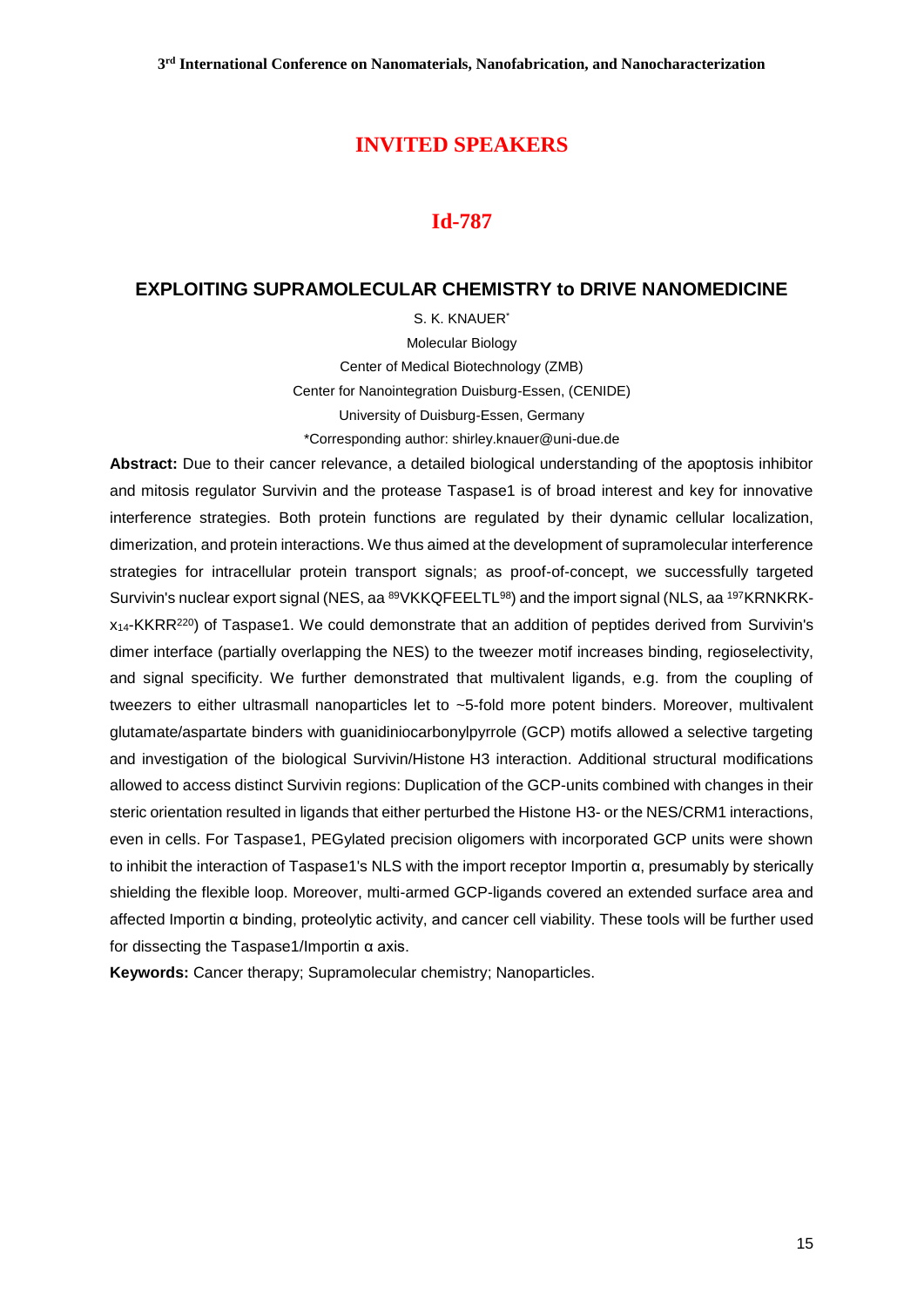## INVITED SPEAKERS

## Id-787

### EXPLOITING SUPRAMOLECULAR CHEMISTRY to DRIVE NANOMEDICINE

S. K. KNAUER*

Molecular Biology

Center of Medical Biotechnology (ZMB)

Center for Nanointegration Duisburg-Essen, (CENIDE)

University of Duisburg-Essen, Germany

*Corresponding author: shirley.knauer@uni-due.de

**Abstract:** Due to their cancer relevance, a detailed biological understanding of the apoptosis inhibitor and mitosis regulator Survivin and the protease Taspase1 is of broad interest and key for innovative interference strategies. Both protein functions are regulated by their dynamic cellular localization, dimerization, and protein interactions. We thus aimed at the development of supramolecular interference strategies for intracellular protein transport signals; as proof-of-concept, we successfully targeted Survivin's nuclear export signal (NES, aa $^{89}$VKKQFEELTL$^{98}$) and the import signal (NLS, aa $^{197}$KRNKRK-$x_{14}$-KKRR$^{220}$) of Taspase1. We could demonstrate that an addition of peptides derived from Survivin's dimer interface (partially overlapping the NES) to the tweezer motif increases binding, regioselectivity, and signal specificity. We further demonstrated that multivalent ligands, e.g. from the coupling of tweezers to either ultrasmall nanoparticles let to ~5-fold more potent binders. Moreover, multivalent glutamate/aspartate binders with guanidiniocarbonylpyrrole (GCP) motifs allowed a selective targeting and investigation of the biological Survivin/Histone H3 interaction. Additional structural modifications allowed to access distinct Survivin regions: Duplication of the GCP-units combined with changes in their steric orientation resulted in ligands that either perturbed the Histone H3- or the NES/CRM1 interactions, even in cells. For Taspase1, PEGylated precision oligomers with incorporated GCP units were shown to inhibit the interaction of Taspase1's NLS with the import receptor Importin α, presumably by sterically shielding the flexible loop. Moreover, multi-armed GCP-ligands covered an extended surface area and affected Importin α binding, proteolytic activity, and cancer cell viability. These tools will be further used for dissecting the Taspase1/Importin α axis.

**Keywords:** Cancer therapy; Supramolecular chemistry; Nanoparticles.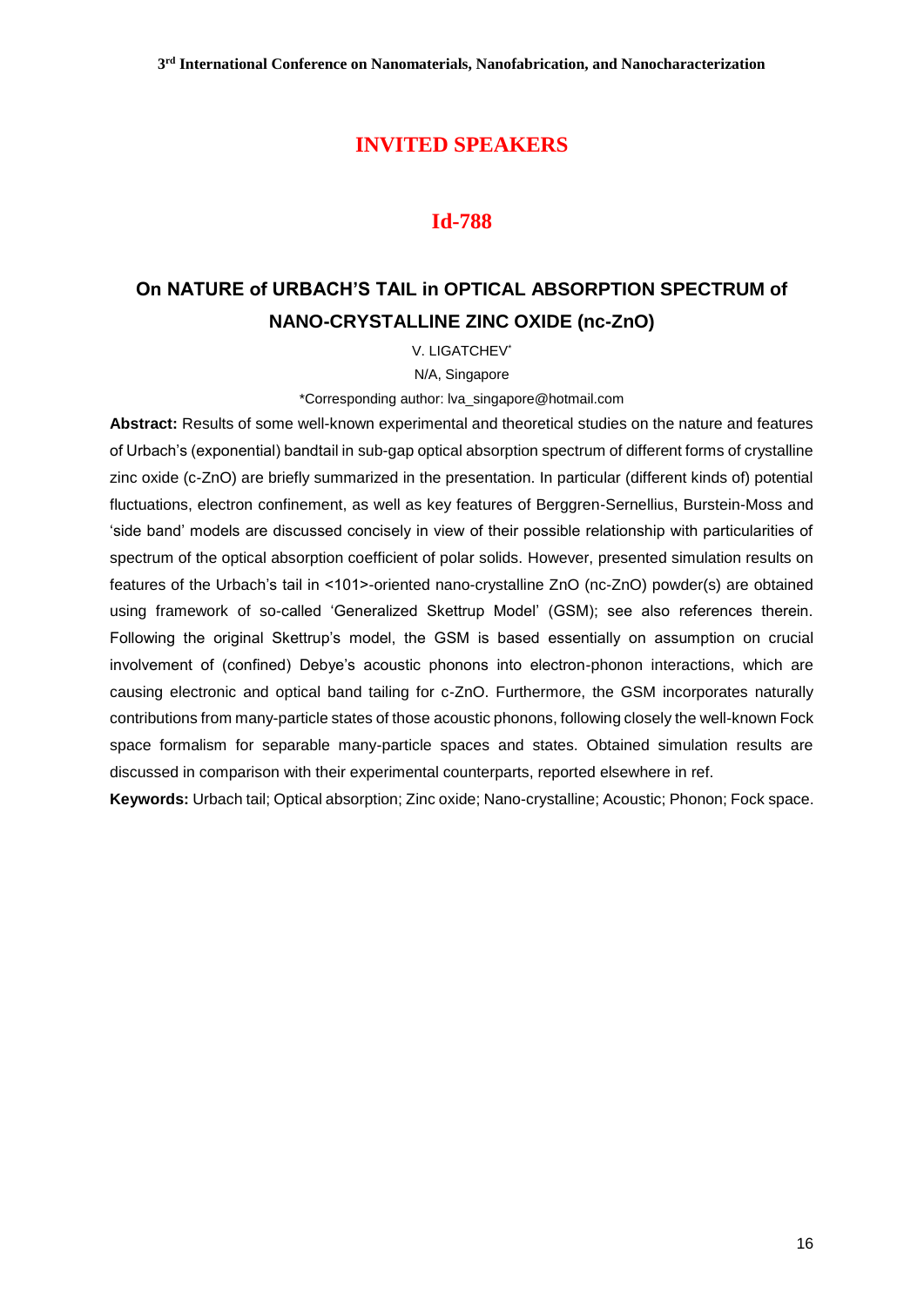## INVITED SPEAKERS

## Id-788

# On NATURE of URBACH'S TAIL in OPTICAL ABSORPTION SPECTRUM of NANO-CRYSTALLINE ZINC OXIDE (nc-ZnO)

V. LIGATCHEV*

N/A, Singapore

*Corresponding author: lva_singapore@hotmail.com

**Abstract:** Results of some well-known experimental and theoretical studies on the nature and features of Urbach's (exponential) bandtail in sub-gap optical absorption spectrum of different forms of crystalline zinc oxide (c-ZnO) are briefly summarized in the presentation. In particular (different kinds of) potential fluctuations, electron confinement, as well as key features of Berggren-Sernellius, Burstein-Moss and 'side band' models are discussed concisely in view of their possible relationship with particularities of spectrum of the optical absorption coefficient of polar solids. However, presented simulation results on features of the Urbach's tail in <101>-oriented nano-crystalline ZnO (nc-ZnO) powder(s) are obtained using framework of so-called 'Generalized Skettrup Model' (GSM); see also references therein. Following the original Skettrup's model, the GSM is based essentially on assumption on crucial involvement of (confined) Debye's acoustic phonons into electron-phonon interactions, which are causing electronic and optical band tailing for c-ZnO. Furthermore, the GSM incorporates naturally contributions from many-particle states of those acoustic phonons, following closely the well-known Fock space formalism for separable many-particle spaces and states. Obtained simulation results are discussed in comparison with their experimental counterparts, reported elsewhere in ref.

**Keywords:** Urbach tail; Optical absorption; Zinc oxide; Nano-crystalline; Acoustic; Phonon; Fock space.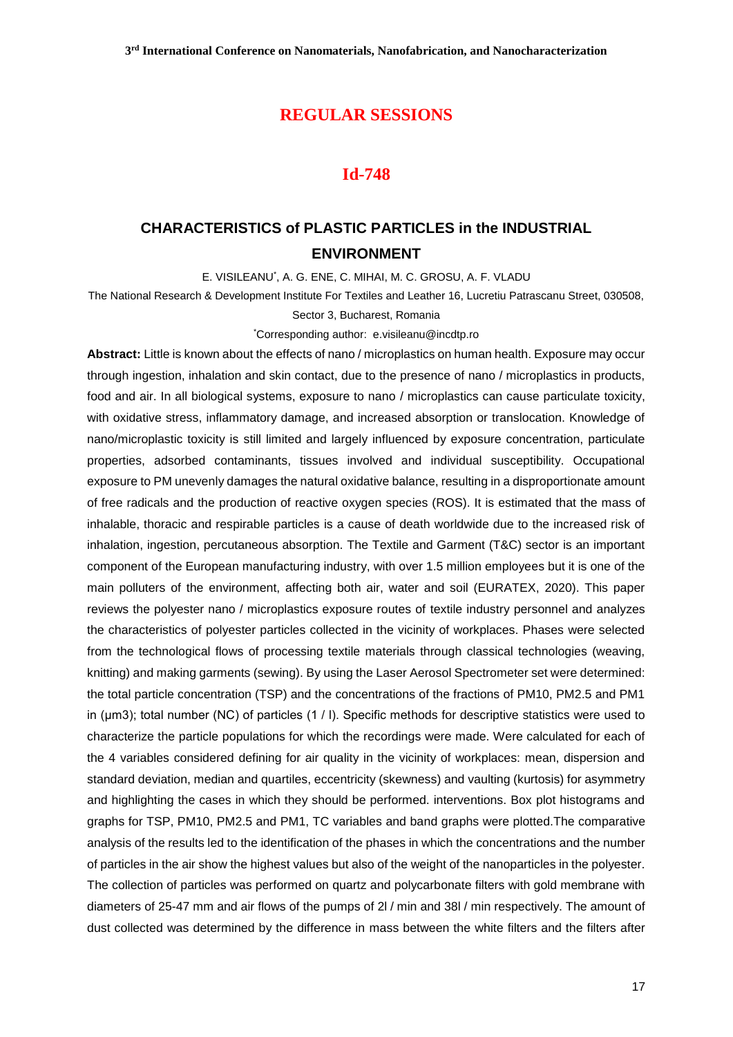# REGULAR SESSIONS

## Id-748

### CHARACTERISTICS of PLASTIC PARTICLES in the INDUSTRIAL ENVIRONMENT

E. VISILEANU*, A. G. ENE, C. MIHAI, M. C. GROSU, A. F. VLADU

The National Research & Development Institute For Textiles and Leather 16, Lucretiu Patrascanu Street, 030508, Sector 3, Bucharest, Romania

*Corresponding author: e.visileanu@incdtp.ro

**Abstract:** Little is known about the effects of nano / microplastics on human health. Exposure may occur through ingestion, inhalation and skin contact, due to the presence of nano / microplastics in products, food and air. In all biological systems, exposure to nano / microplastics can cause particulate toxicity, with oxidative stress, inflammatory damage, and increased absorption or translocation. Knowledge of nano/microplastic toxicity is still limited and largely influenced by exposure concentration, particulate properties, adsorbed contaminants, tissues involved and individual susceptibility. Occupational exposure to PM unevenly damages the natural oxidative balance, resulting in a disproportionate amount of free radicals and the production of reactive oxygen species (ROS). It is estimated that the mass of inhalable, thoracic and respirable particles is a cause of death worldwide due to the increased risk of inhalation, ingestion, percutaneous absorption. The Textile and Garment (T&C) sector is an important component of the European manufacturing industry, with over 1.5 million employees but it is one of the main polluters of the environment, affecting both air, water and soil (EURATEX, 2020). This paper reviews the polyester nano / microplastics exposure routes of textile industry personnel and analyzes the characteristics of polyester particles collected in the vicinity of workplaces. Phases were selected from the technological flows of processing textile materials through classical technologies (weaving, knitting) and making garments (sewing). By using the Laser Aerosol Spectrometer set were determined: the total particle concentration (TSP) and the concentrations of the fractions of PM10, PM2.5 and PM1 in (μm3); total number (NC) of particles (1 / l). Specific methods for descriptive statistics were used to characterize the particle populations for which the recordings were made. Were calculated for each of the 4 variables considered defining for air quality in the vicinity of workplaces: mean, dispersion and standard deviation, median and quartiles, eccentricity (skewness) and vaulting (kurtosis) for asymmetry and highlighting the cases in which they should be performed. interventions. Box plot histograms and graphs for TSP, PM10, PM2.5 and PM1, TC variables and band graphs were plotted.The comparative analysis of the results led to the identification of the phases in which the concentrations and the number of particles in the air show the highest values but also of the weight of the nanoparticles in the polyester. The collection of particles was performed on quartz and polycarbonate filters with gold membrane with diameters of 25-47 mm and air flows of the pumps of 2l / min and 38l / min respectively. The amount of dust collected was determined by the difference in mass between the white filters and the filters after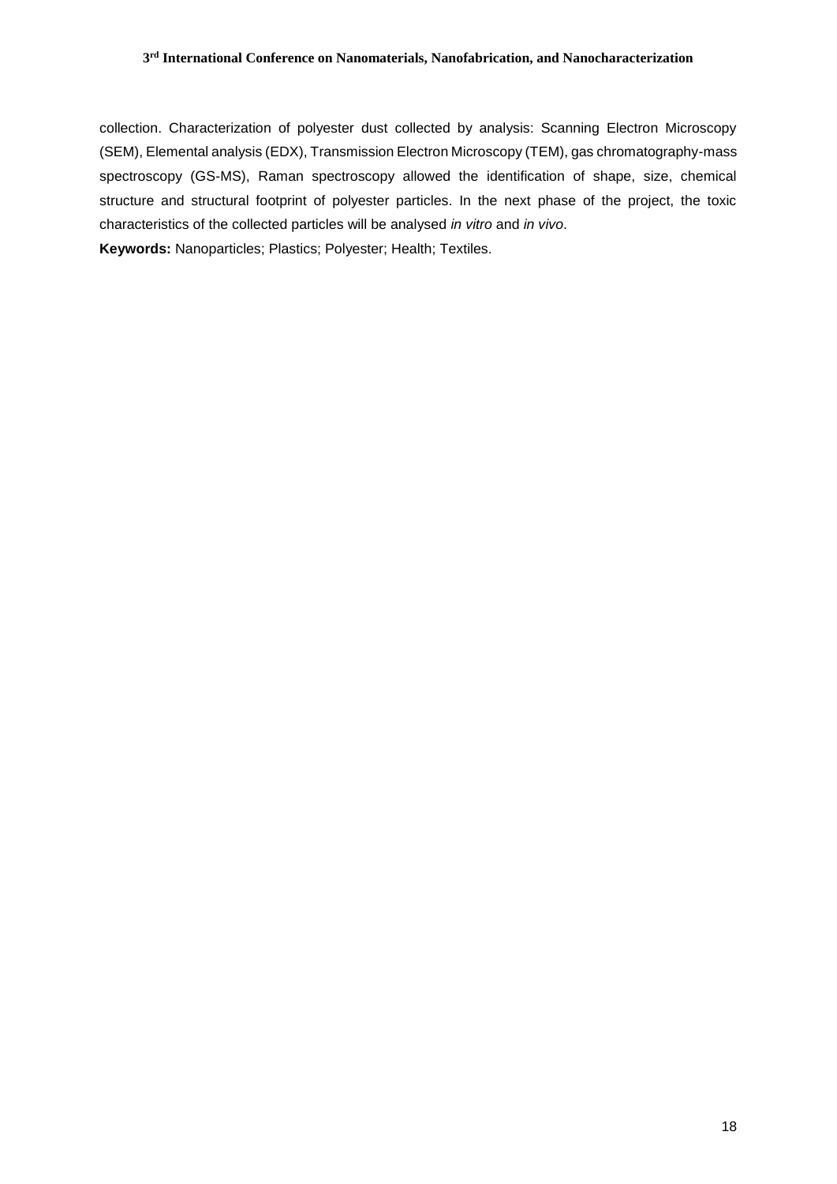collection. Characterization of polyester dust collected by analysis: Scanning Electron Microscopy (SEM), Elemental analysis (EDX), Transmission Electron Microscopy (TEM), gas chromatography-mass spectroscopy (GS-MS), Raman spectroscopy allowed the identification of shape, size, chemical structure and structural footprint of polyester particles. In the next phase of the project, the toxic characteristics of the collected particles will be analysed *in vitro* and *in vivo*.

**Keywords:** Nanoparticles; Plastics; Polyester; Health; Textiles.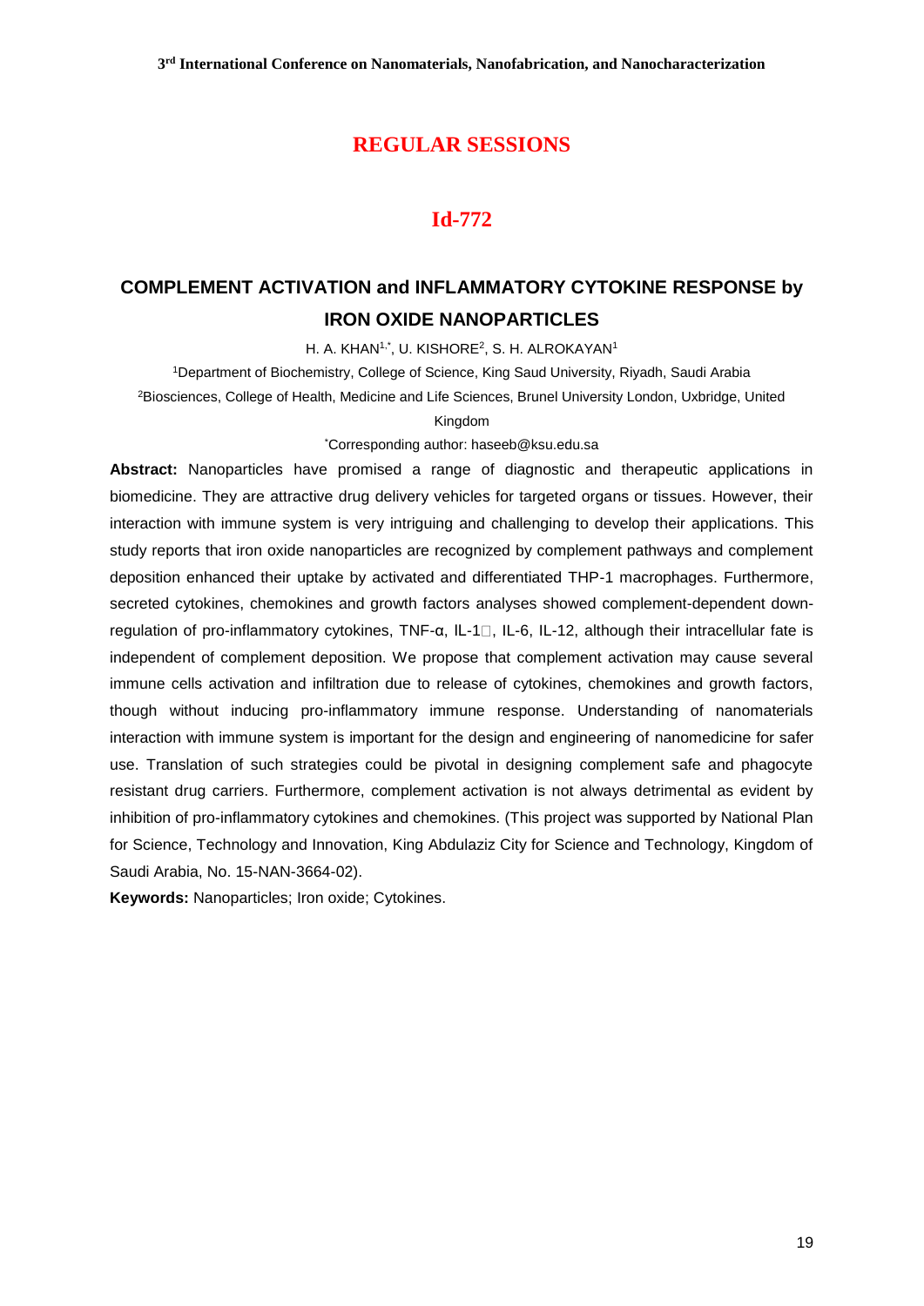## REGULAR SESSIONS

## Id-772

### COMPLEMENT ACTIVATION and INFLAMMATORY CYTOKINE RESPONSE by IRON OXIDE NANOPARTICLES

H. A. KHAN[1,*], U. KISHORE[2], S. H. ALROKAYAN[1]

[1]Department of Biochemistry, College of Science, King Saud University, Riyadh, Saudi Arabia

[2]Biosciences, College of Health, Medicine and Life Sciences, Brunel University London, Uxbridge, United Kingdom

[*]Corresponding author: haseeb@ksu.edu.sa

**Abstract:** Nanoparticles have promised a range of diagnostic and therapeutic applications in biomedicine. They are attractive drug delivery vehicles for targeted organs or tissues. However, their interaction with immune system is very intriguing and challenging to develop their applications. This study reports that iron oxide nanoparticles are recognized by complement pathways and complement deposition enhanced their uptake by activated and differentiated THP-1 macrophages. Furthermore, secreted cytokines, chemokines and growth factors analyses showed complement-dependent down-regulation of pro-inflammatory cytokines, TNF-α, IL-1β, IL-6, IL-12, although their intracellular fate is independent of complement deposition. We propose that complement activation may cause several immune cells activation and infiltration due to release of cytokines, chemokines and growth factors, though without inducing pro-inflammatory immune response. Understanding of nanomaterials interaction with immune system is important for the design and engineering of nanomedicine for safer use. Translation of such strategies could be pivotal in designing complement safe and phagocyte resistant drug carriers. Furthermore, complement activation is not always detrimental as evident by inhibition of pro-inflammatory cytokines and chemokines. (This project was supported by National Plan for Science, Technology and Innovation, King Abdulaziz City for Science and Technology, Kingdom of Saudi Arabia, No. 15-NAN-3664-02).

**Keywords:** Nanoparticles; Iron oxide; Cytokines.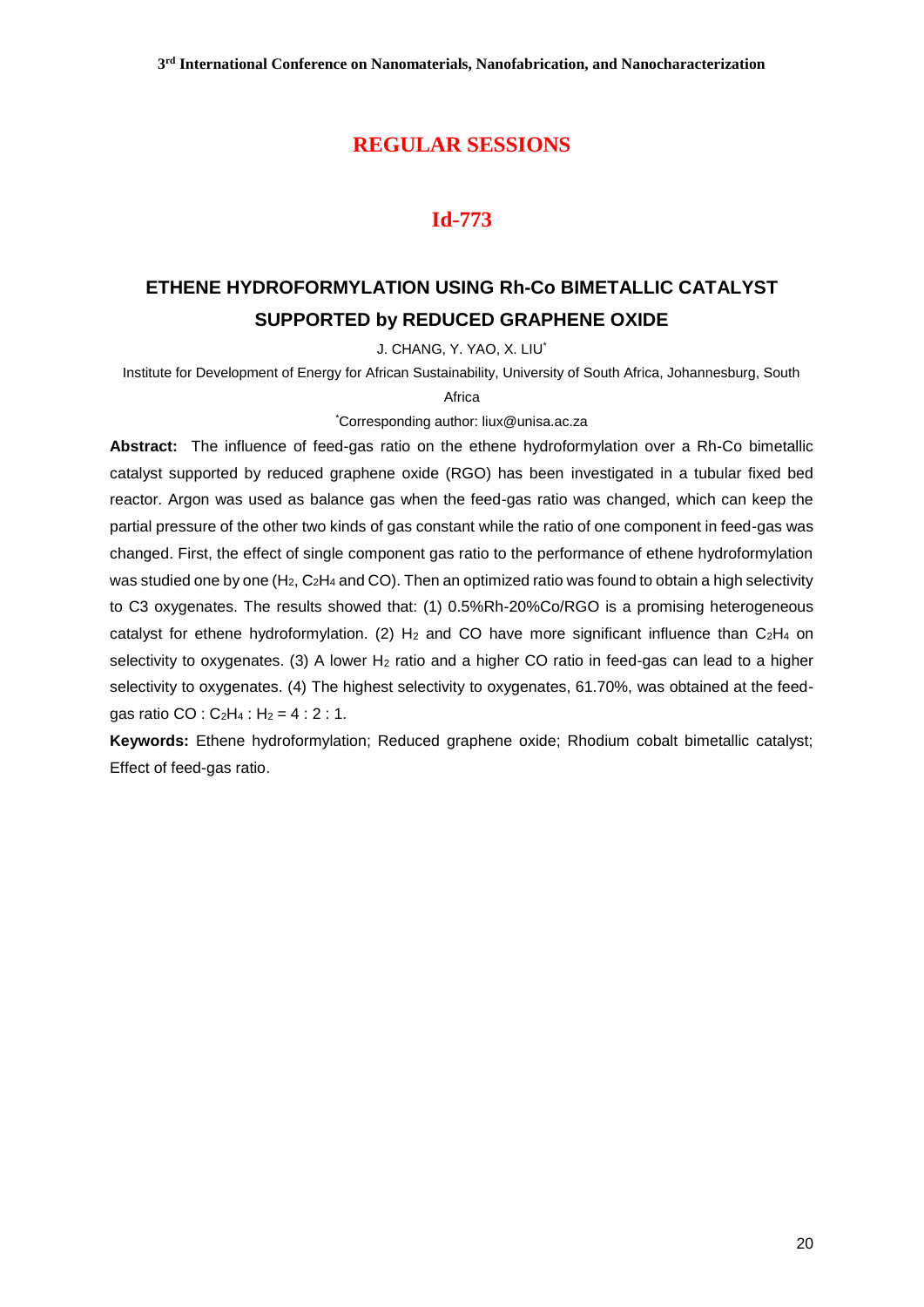## REGULAR SESSIONS

## Id-773

# ETHENE HYDROFORMYLATION USING Rh-Co BIMETALLIC CATALYST SUPPORTED by REDUCED GRAPHENE OXIDE

J. CHANG, Y. YAO, X. LIU*

Institute for Development of Energy for African Sustainability, University of South Africa, Johannesburg, South Africa

*Corresponding author: liux@unisa.ac.za

**Abstract:** The influence of feed-gas ratio on the ethene hydroformylation over a Rh-Co bimetallic catalyst supported by reduced graphene oxide (RGO) has been investigated in a tubular fixed bed reactor. Argon was used as balance gas when the feed-gas ratio was changed, which can keep the partial pressure of the other two kinds of gas constant while the ratio of one component in feed-gas was changed. First, the effect of single component gas ratio to the performance of ethene hydroformylation was studied one by one ($H_2$, $C_2H_4$ and CO). Then an optimized ratio was found to obtain a high selectivity to C3 oxygenates. The results showed that: (1) 0.5%Rh-20%Co/RGO is a promising heterogeneous catalyst for ethene hydroformylation. (2) $H_2$ and CO have more significant influence than $C_2H_4$ on selectivity to oxygenates. (3) A lower $H_2$ ratio and a higher CO ratio in feed-gas can lead to a higher selectivity to oxygenates. (4) The highest selectivity to oxygenates, 61.70%, was obtained at the feed-gas ratio CO : $C_2H_4$ : $H_2$ = 4 : 2 : 1.

**Keywords:** Ethene hydroformylation; Reduced graphene oxide; Rhodium cobalt bimetallic catalyst; Effect of feed-gas ratio.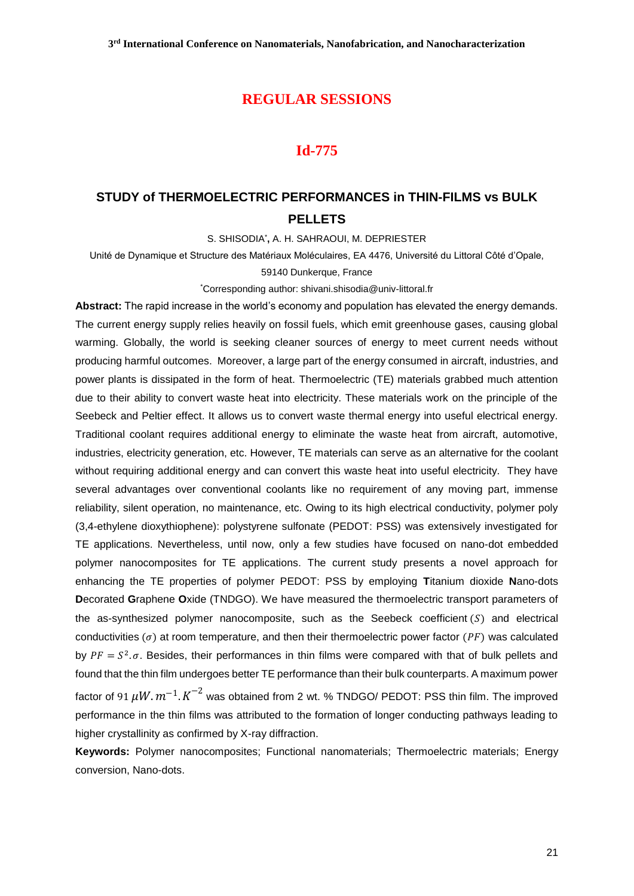## REGULAR SESSIONS

## Id-775

# STUDY of THERMOELECTRIC PERFORMANCES in THIN-FILMS vs BULK PELLETS

S. SHISODIA[*], A. H. SAHRAOUI, M. DEPRIESTER

Unité de Dynamique et Structure des Matériaux Moléculaires, EA 4476, Université du Littoral Côté d'Opale, 59140 Dunkerque, France

[*]Corresponding author: shivani.shisodia@univ-littoral.fr

**Abstract:** The rapid increase in the world's economy and population has elevated the energy demands. The current energy supply relies heavily on fossil fuels, which emit greenhouse gases, causing global warming. Globally, the world is seeking cleaner sources of energy to meet current needs without producing harmful outcomes. Moreover, a large part of the energy consumed in aircraft, industries, and power plants is dissipated in the form of heat. Thermoelectric (TE) materials grabbed much attention due to their ability to convert waste heat into electricity. These materials work on the principle of the Seebeck and Peltier effect. It allows us to convert waste thermal energy into useful electrical energy. Traditional coolant requires additional energy to eliminate the waste heat from aircraft, automotive, industries, electricity generation, etc. However, TE materials can serve as an alternative for the coolant without requiring additional energy and can convert this waste heat into useful electricity. They have several advantages over conventional coolants like no requirement of any moving part, immense reliability, silent operation, no maintenance, etc. Owing to its high electrical conductivity, polymer poly (3,4-ethylene dioxythiophene): polystyrene sulfonate (PEDOT: PSS) was extensively investigated for TE applications. Nevertheless, until now, only a few studies have focused on nano-dot embedded polymer nanocomposites for TE applications. The current study presents a novel approach for enhancing the TE properties of polymer PEDOT: PSS by employing **T**itanium dioxide **N**ano-dots **D**ecorated **G**raphene **O**xide (TNDGO). We have measured the thermoelectric transport parameters of the as-synthesized polymer nanocomposite, such as the Seebeck coefficient $(S)$ and electrical conductivities $(\sigma)$ at room temperature, and then their thermoelectric power factor $(PF)$ was calculated by $PF = S^2.\sigma$. Besides, their performances in thin films were compared with that of bulk pellets and found that the thin film undergoes better TE performance than their bulk counterparts. A maximum power factor of $91\ \mu W.m^{-1}.K^{-2}$ was obtained from 2 wt. % TNDGO/ PEDOT: PSS thin film. The improved performance in the thin films was attributed to the formation of longer conducting pathways leading to higher crystallinity as confirmed by X-ray diffraction.

**Keywords:** Polymer nanocomposites; Functional nanomaterials; Thermoelectric materials; Energy conversion, Nano-dots.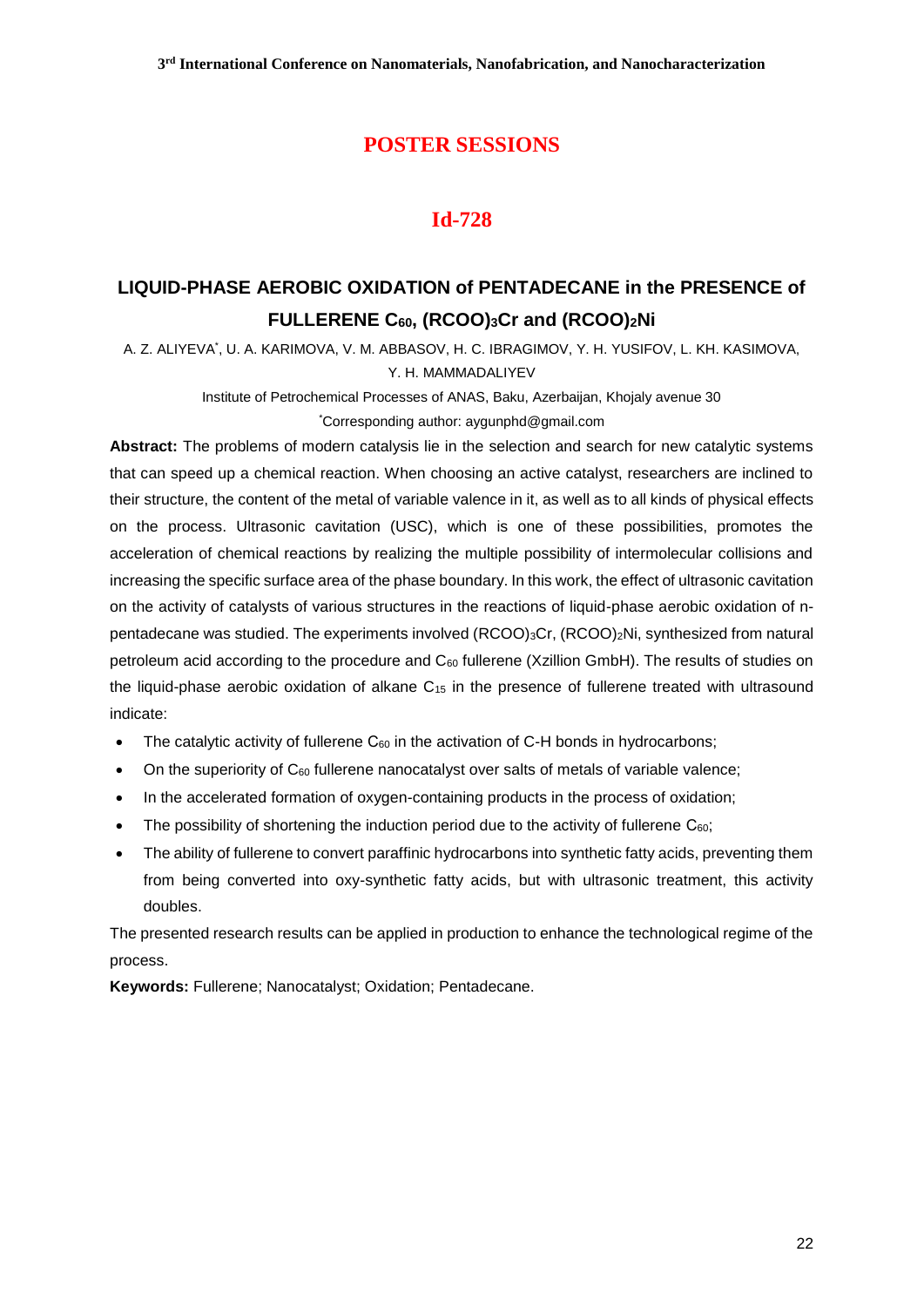## POSTER SESSIONS

## Id-728

# LIQUID-PHASE AEROBIC OXIDATION of PENTADECANE in the PRESENCE of FULLERENE $C_{60}$, $(RCOO)_3Cr$ and $(RCOO)_2Ni$

A. Z. ALIYEVA[*], U. A. KARIMOVA, V. M. ABBASOV, H. C. IBRAGIMOV, Y. H. YUSIFOV, L. KH. KASIMOVA, Y. H. MAMMADALIYEV

Institute of Petrochemical Processes of ANAS, Baku, Azerbaijan, Khojaly avenue 30

[*]Corresponding author: aygunphd@gmail.com

**Abstract:** The problems of modern catalysis lie in the selection and search for new catalytic systems that can speed up a chemical reaction. When choosing an active catalyst, researchers are inclined to their structure, the content of the metal of variable valence in it, as well as to all kinds of physical effects on the process. Ultrasonic cavitation (USC), which is one of these possibilities, promotes the acceleration of chemical reactions by realizing the multiple possibility of intermolecular collisions and increasing the specific surface area of the phase boundary. In this work, the effect of ultrasonic cavitation on the activity of catalysts of various structures in the reactions of liquid-phase aerobic oxidation of n-pentadecane was studied. The experiments involved $(RCOO)_3Cr$, $(RCOO)_2Ni$, synthesized from natural petroleum acid according to the procedure and $C_{60}$ fullerene (Xzillion GmbH). The results of studies on the liquid-phase aerobic oxidation of alkane $C_{15}$ in the presence of fullerene treated with ultrasound indicate:

- The catalytic activity of fullerene $C_{60}$ in the activation of C-H bonds in hydrocarbons;
- On the superiority of $C_{60}$ fullerene nanocatalyst over salts of metals of variable valence;
- In the accelerated formation of oxygen-containing products in the process of oxidation;
- The possibility of shortening the induction period due to the activity of fullerene $C_{60}$;
- The ability of fullerene to convert paraffinic hydrocarbons into synthetic fatty acids, preventing them from being converted into oxy-synthetic fatty acids, but with ultrasonic treatment, this activity doubles.

The presented research results can be applied in production to enhance the technological regime of the process.

**Keywords:** Fullerene; Nanocatalyst; Oxidation; Pentadecane.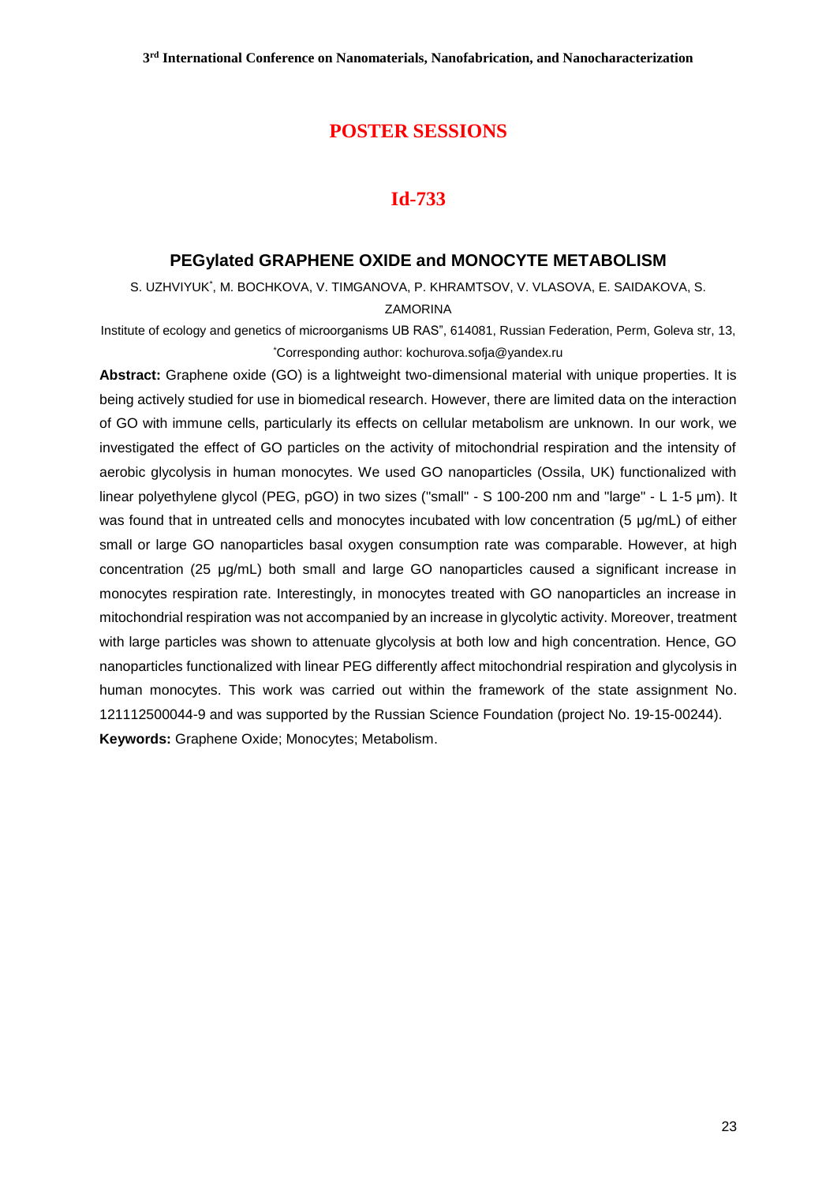# POSTER SESSIONS

## Id-733

### PEGylated GRAPHENE OXIDE and MONOCYTE METABOLISM

S. UZHVIYUK*, M. BOCHKOVA, V. TIMGANOVA, P. KHRAMTSOV, V. VLASOVA, E. SAIDAKOVA, S. ZAMORINA

Institute of ecology and genetics of microorganisms UB RAS", 614081, Russian Federation, Perm, Goleva str, 13,

*Corresponding author: kochurova.sofja@yandex.ru

**Abstract:** Graphene oxide (GO) is a lightweight two-dimensional material with unique properties. It is being actively studied for use in biomedical research. However, there are limited data on the interaction of GO with immune cells, particularly its effects on cellular metabolism are unknown. In our work, we investigated the effect of GO particles on the activity of mitochondrial respiration and the intensity of aerobic glycolysis in human monocytes. We used GO nanoparticles (Ossila, UK) functionalized with linear polyethylene glycol (PEG, pGO) in two sizes ("small" - S 100-200 nm and "large" - L 1-5 μm). It was found that in untreated cells and monocytes incubated with low concentration (5 μg/mL) of either small or large GO nanoparticles basal oxygen consumption rate was comparable. However, at high concentration (25 μg/mL) both small and large GO nanoparticles caused a significant increase in monocytes respiration rate. Interestingly, in monocytes treated with GO nanoparticles an increase in mitochondrial respiration was not accompanied by an increase in glycolytic activity. Moreover, treatment with large particles was shown to attenuate glycolysis at both low and high concentration. Hence, GO nanoparticles functionalized with linear PEG differently affect mitochondrial respiration and glycolysis in human monocytes. This work was carried out within the framework of the state assignment No. 121112500044-9 and was supported by the Russian Science Foundation (project No. 19-15-00244).

**Keywords:** Graphene Oxide; Monocytes; Metabolism.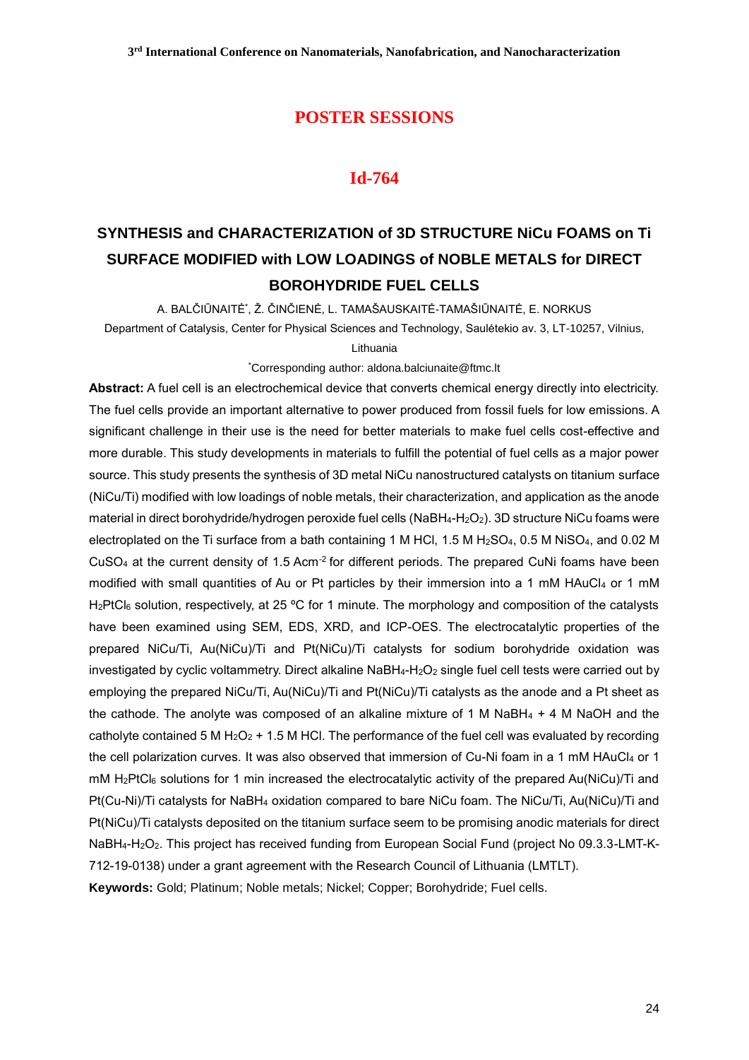## POSTER SESSIONS

### Id-764

# SYNTHESIS and CHARACTERIZATION of 3D STRUCTURE NiCu FOAMS on Ti SURFACE MODIFIED with LOW LOADINGS of NOBLE METALS for DIRECT BOROHYDRIDE FUEL CELLS

A. BALČIŪNAITĖ[*], Ž. ČINČIENĖ, L. TAMAŠAUSKAITĖ-TAMAŠIŪNAITĖ, E. NORKUS

Department of Catalysis, Center for Physical Sciences and Technology, Saulėtekio av. 3, LT-10257, Vilnius, Lithuania

[*]Corresponding author: aldona.balciunaite@ftmc.lt

**Abstract:** A fuel cell is an electrochemical device that converts chemical energy directly into electricity. The fuel cells provide an important alternative to power produced from fossil fuels for low emissions. A significant challenge in their use is the need for better materials to make fuel cells cost-effective and more durable. This study developments in materials to fulfill the potential of fuel cells as a major power source. This study presents the synthesis of 3D metal NiCu nanostructured catalysts on titanium surface (NiCu/Ti) modified with low loadings of noble metals, their characterization, and application as the anode material in direct borohydride/hydrogen peroxide fuel cells ($NaBH_4$-$H_2O_2$). 3D structure NiCu foams were electroplated on the Ti surface from a bath containing 1 M HCl, 1.5 M $H_2SO_4$, 0.5 M $NiSO_4$, and 0.02 M $CuSO_4$ at the current density of 1.5 $Acm^{-2}$ for different periods. The prepared CuNi foams have been modified with small quantities of Au or Pt particles by their immersion into a 1 mM $HAuCl_4$ or 1 mM $H_2PtCl_6$ solution, respectively, at 25 ºC for 1 minute. The morphology and composition of the catalysts have been examined using SEM, EDS, XRD, and ICP-OES. The electrocatalytic properties of the prepared NiCu/Ti, Au(NiCu)/Ti and Pt(NiCu)/Ti catalysts for sodium borohydride oxidation was investigated by cyclic voltammetry. Direct alkaline $NaBH_4$-$H_2O_2$ single fuel cell tests were carried out by employing the prepared NiCu/Ti, Au(NiCu)/Ti and Pt(NiCu)/Ti catalysts as the anode and a Pt sheet as the cathode. The anolyte was composed of an alkaline mixture of 1 M $NaBH_4$ + 4 M NaOH and the catholyte contained 5 M $H_2O_2$ + 1.5 M HCl. The performance of the fuel cell was evaluated by recording the cell polarization curves. It was also observed that immersion of Cu-Ni foam in a 1 mM $HAuCl_4$ or 1 mM $H_2PtCl_6$ solutions for 1 min increased the electrocatalytic activity of the prepared Au(NiCu)/Ti and Pt(Cu-Ni)/Ti catalysts for $NaBH_4$ oxidation compared to bare NiCu foam. The NiCu/Ti, Au(NiCu)/Ti and Pt(NiCu)/Ti catalysts deposited on the titanium surface seem to be promising anodic materials for direct $NaBH_4$-$H_2O_2$. This project has received funding from European Social Fund (project No 09.3.3-LMT-K-712-19-0138) under a grant agreement with the Research Council of Lithuania (LMTLT).

**Keywords:** Gold; Platinum; Noble metals; Nickel; Copper; Borohydride; Fuel cells.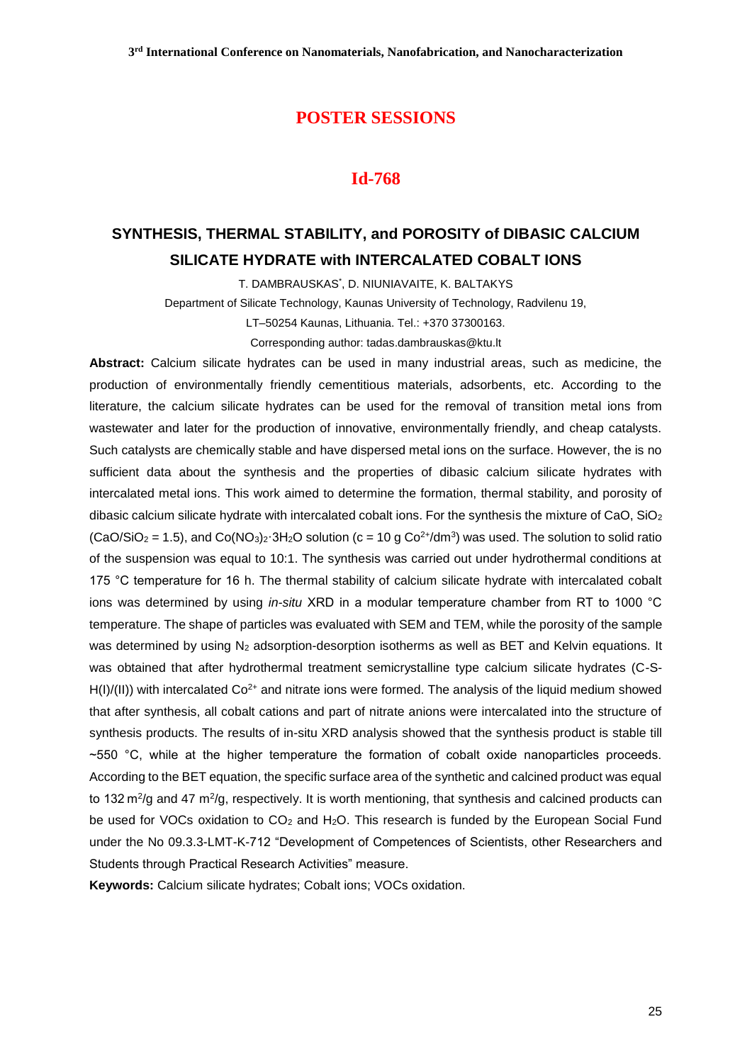## POSTER SESSIONS

### Id-768

# SYNTHESIS, THERMAL STABILITY, and POROSITY of DIBASIC CALCIUM SILICATE HYDRATE with INTERCALATED COBALT IONS

T. DAMBRAUSKAS*, D. NIUNIAVAITE, K. BALTAKYS

Department of Silicate Technology, Kaunas University of Technology, Radvilenu 19, LT–50254 Kaunas, Lithuania. Tel.: +370 37300163.

Corresponding author: tadas.dambrauskas@ktu.lt

**Abstract:** Calcium silicate hydrates can be used in many industrial areas, such as medicine, the production of environmentally friendly cementitious materials, adsorbents, etc. According to the literature, the calcium silicate hydrates can be used for the removal of transition metal ions from wastewater and later for the production of innovative, environmentally friendly, and cheap catalysts. Such catalysts are chemically stable and have dispersed metal ions on the surface. However, the is no sufficient data about the synthesis and the properties of dibasic calcium silicate hydrates with intercalated metal ions. This work aimed to determine the formation, thermal stability, and porosity of dibasic calcium silicate hydrate with intercalated cobalt ions. For the synthesis the mixture of CaO, $SiO_2$ ($CaO/SiO_2 = 1.5$), and $Co(NO_3)_2 \cdot 3H_2O$ solution ($c = 10$ g $Co^{2+}/dm^3$) was used. The solution to solid ratio of the suspension was equal to 10:1. The synthesis was carried out under hydrothermal conditions at 175 °C temperature for 16 h. The thermal stability of calcium silicate hydrate with intercalated cobalt ions was determined by using *in-situ* XRD in a modular temperature chamber from RT to 1000 °C temperature. The shape of particles was evaluated with SEM and TEM, while the porosity of the sample was determined by using $N_2$ adsorption-desorption isotherms as well as BET and Kelvin equations. It was obtained that after hydrothermal treatment semicrystalline type calcium silicate hydrates (C-S-H(I)/(II)) with intercalated $Co^{2+}$ and nitrate ions were formed. The analysis of the liquid medium showed that after synthesis, all cobalt cations and part of nitrate anions were intercalated into the structure of synthesis products. The results of in-situ XRD analysis showed that the synthesis product is stable till ~550 °C, while at the higher temperature the formation of cobalt oxide nanoparticles proceeds. According to the BET equation, the specific surface area of the synthetic and calcined product was equal to 132 $m^2/g$ and 47 $m^2/g$, respectively. It is worth mentioning, that synthesis and calcined products can be used for VOCs oxidation to $CO_2$ and $H_2O$. This research is funded by the European Social Fund under the No 09.3.3-LMT-K-712 "Development of Competences of Scientists, other Researchers and Students through Practical Research Activities" measure.

**Keywords:** Calcium silicate hydrates; Cobalt ions; VOCs oxidation.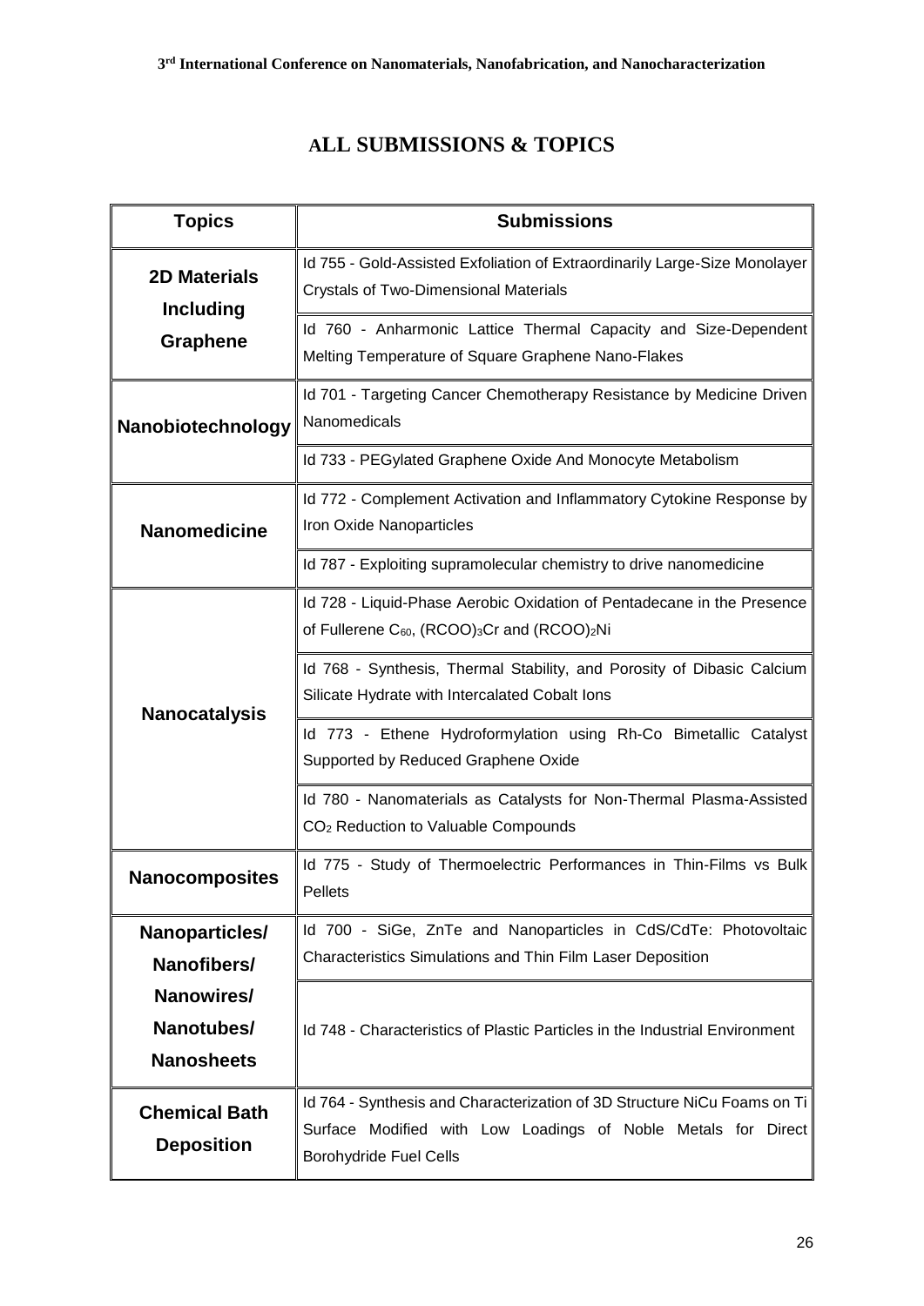## ALL SUBMISSIONS & TOPICS

| Topics | Submissions |
|---|---|
| **2D Materials Including Graphene** | Id 755 - Gold-Assisted Exfoliation of Extraordinarily Large-Size Monolayer Crystals of Two-Dimensional Materials |
| | Id 760 - Anharmonic Lattice Thermal Capacity and Size-Dependent Melting Temperature of Square Graphene Nano-Flakes |
| **Nanobiotechnology** | Id 701 - Targeting Cancer Chemotherapy Resistance by Medicine Driven Nanomedicals |
| | Id 733 - PEGylated Graphene Oxide And Monocyte Metabolism |
| **Nanomedicine** | Id 772 - Complement Activation and Inflammatory Cytokine Response by Iron Oxide Nanoparticles |
| | Id 787 - Exploiting supramolecular chemistry to drive nanomedicine |
| **Nanocatalysis** | Id 728 - Liquid-Phase Aerobic Oxidation of Pentadecane in the Presence of Fullerene $C_{60}$, $(RCOO)_3Cr$ and $(RCOO)_2Ni$ |
| | Id 768 - Synthesis, Thermal Stability, and Porosity of Dibasic Calcium Silicate Hydrate with Intercalated Cobalt Ions |
| | Id 773 - Ethene Hydroformylation using Rh-Co Bimetallic Catalyst Supported by Reduced Graphene Oxide |
| | Id 780 - Nanomaterials as Catalysts for Non-Thermal Plasma-Assisted $CO_2$ Reduction to Valuable Compounds |
| **Nanocomposites** | Id 775 - Study of Thermoelectric Performances in Thin-Films vs Bulk Pellets |
| **Nanoparticles/ Nanofibers/ Nanowires/ Nanotubes/ Nanosheets** | Id 700 - SiGe, ZnTe and Nanoparticles in CdS/CdTe: Photovoltaic Characteristics Simulations and Thin Film Laser Deposition |
| | Id 748 - Characteristics of Plastic Particles in the Industrial Environment |
| **Chemical Bath Deposition** | Id 764 - Synthesis and Characterization of 3D Structure NiCu Foams on Ti Surface Modified with Low Loadings of Noble Metals for Direct Borohydride Fuel Cells |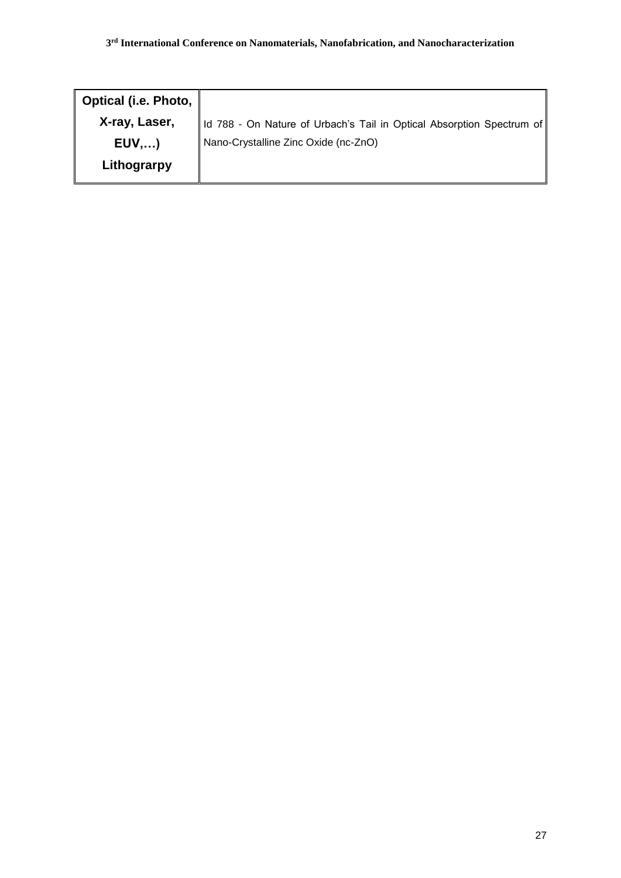| | |
|---|---|
| **Optical (i.e. Photo, X-ray, Laser, EUV,…) Lithograrpy** | Id 788 - On Nature of Urbach's Tail in Optical Absorption Spectrum of Nano-Crystalline Zinc Oxide (nc-ZnO) |